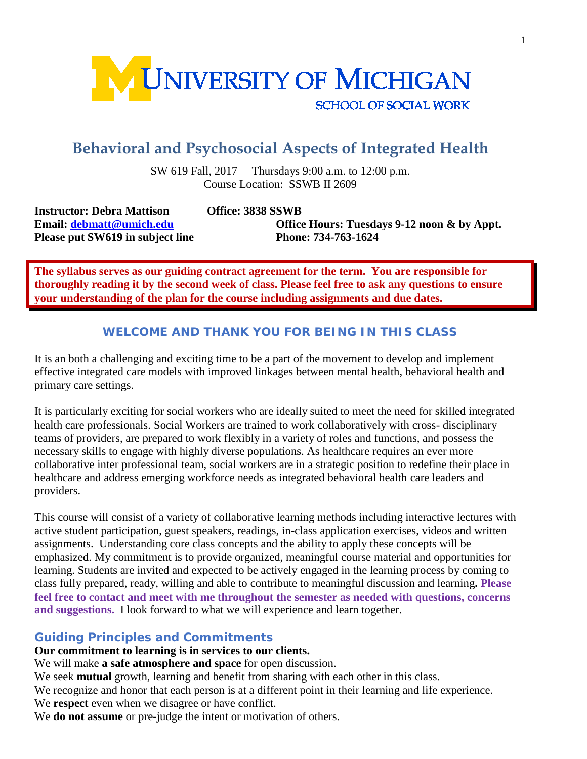UNIVERSITY OF MICHIGAN
SCHOOL OF SOCIAL WORK

# Behavioral and Psychosocial Aspects of Integrated Health

SW 619 Fall, 2017 Thursdays 9:00 a.m. to 12:00 p.m.
Course Location: SSWB II 2609

**Instructor: Debra Mattison**
**Office: 3838 SSWB**
**Email: [debmatt@umich.edu](mailto:debmatt@umich.edu)**
**Office Hours: Tuesdays 9-12 noon & by Appt.**
**Please put SW619 in subject line**
**Phone: 734-763-1624**

**The syllabus serves as our guiding contract agreement for the term. You are responsible for thoroughly reading it by the second week of class. Please feel free to ask any questions to ensure your understanding of the plan for the course including assignments and due dates.**

## WELCOME AND THANK YOU FOR BEING IN THIS CLASS

It is an both a challenging and exciting time to be a part of the movement to develop and implement effective integrated care models with improved linkages between mental health, behavioral health and primary care settings.

It is particularly exciting for social workers who are ideally suited to meet the need for skilled integrated health care professionals. Social Workers are trained to work collaboratively with cross- disciplinary teams of providers, are prepared to work flexibly in a variety of roles and functions, and possess the necessary skills to engage with highly diverse populations. As healthcare requires an ever more collaborative inter professional team, social workers are in a strategic position to redefine their place in healthcare and address emerging workforce needs as integrated behavioral health care leaders and providers.

This course will consist of a variety of collaborative learning methods including interactive lectures with active student participation, guest speakers, readings, in-class application exercises, videos and written assignments. Understanding core class concepts and the ability to apply these concepts will be emphasized. My commitment is to provide organized, meaningful course material and opportunities for learning. Students are invited and expected to be actively engaged in the learning process by coming to class fully prepared, ready, willing and able to contribute to meaningful discussion and learning**. Please feel free to contact and meet with me throughout the semester as needed with questions, concerns and suggestions.** I look forward to what we will experience and learn together.

## Guiding Principles and Commitments

**Our commitment to learning is in services to our clients.**
We will make **a safe atmosphere and space** for open discussion.
We seek **mutual** growth, learning and benefit from sharing with each other in this class.
We recognize and honor that each person is at a different point in their learning and life experience.
We **respect** even when we disagree or have conflict.
We **do not assume** or pre-judge the intent or motivation of others.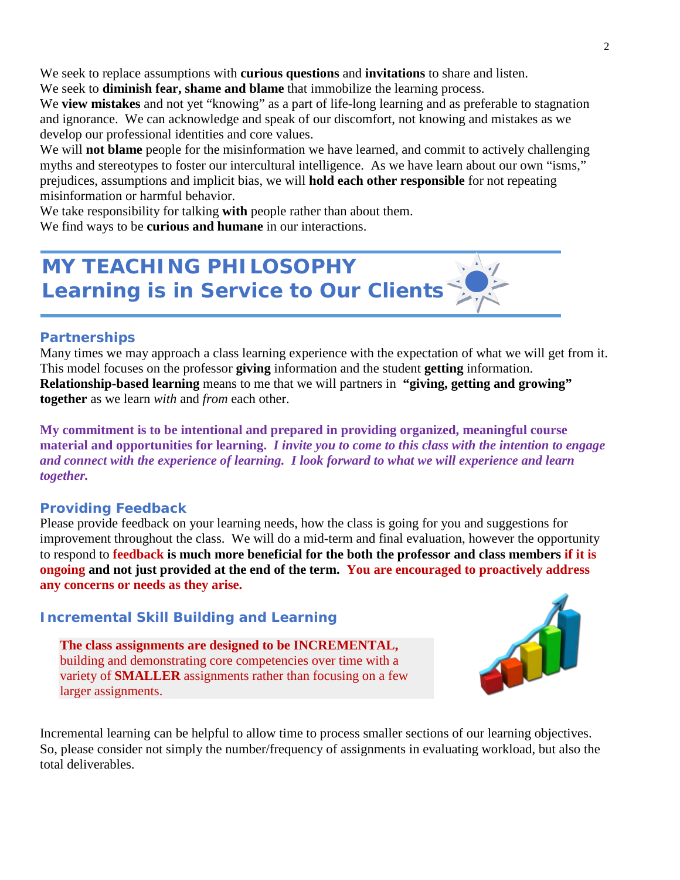We seek to replace assumptions with **curious questions** and **invitations** to share and listen.
We seek to **diminish fear, shame and blame** that immobilize the learning process.
We **view mistakes** and not yet "knowing" as a part of life-long learning and as preferable to stagnation and ignorance. We can acknowledge and speak of our discomfort, not knowing and mistakes as we develop our professional identities and core values.
We will **not blame** people for the misinformation we have learned, and commit to actively challenging myths and stereotypes to foster our intercultural intelligence. As we have learn about our own "isms," prejudices, assumptions and implicit bias, we will **hold each other responsible** for not repeating misinformation or harmful behavior.
We take responsibility for talking **with** people rather than about them.
We find ways to be **curious and humane** in our interactions.

# MY TEACHING PHILOSOPHY
# Learning is in Service to Our Clients

### Partnerships

Many times we may approach a class learning experience with the expectation of what we will get from it. This model focuses on the professor **giving** information and the student **getting** information. **Relationship-based learning** means to me that we will partners in **"giving, getting and growing" together** as we learn *with* and *from* each other.

**My commitment is to be intentional and prepared in providing organized, meaningful course material and opportunities for learning.** ***I invite you to come to this class with the intention to engage and connect with the experience of learning. I look forward to what we will experience and learn together.***

### Providing Feedback

Please provide feedback on your learning needs, how the class is going for you and suggestions for improvement throughout the class. We will do a mid-term and final evaluation, however the opportunity to respond to **feedback is much more beneficial for the both the professor and class members if it is ongoing and not just provided at the end of the term. You are encouraged to proactively address any concerns or needs as they arise.**

### Incremental Skill Building and Learning

> **The class assignments are designed to be INCREMENTAL,** building and demonstrating core competencies over time with a variety of **SMALLER** assignments rather than focusing on a few larger assignments.

Incremental learning can be helpful to allow time to process smaller sections of our learning objectives. So, please consider not simply the number/frequency of assignments in evaluating workload, but also the total deliverables.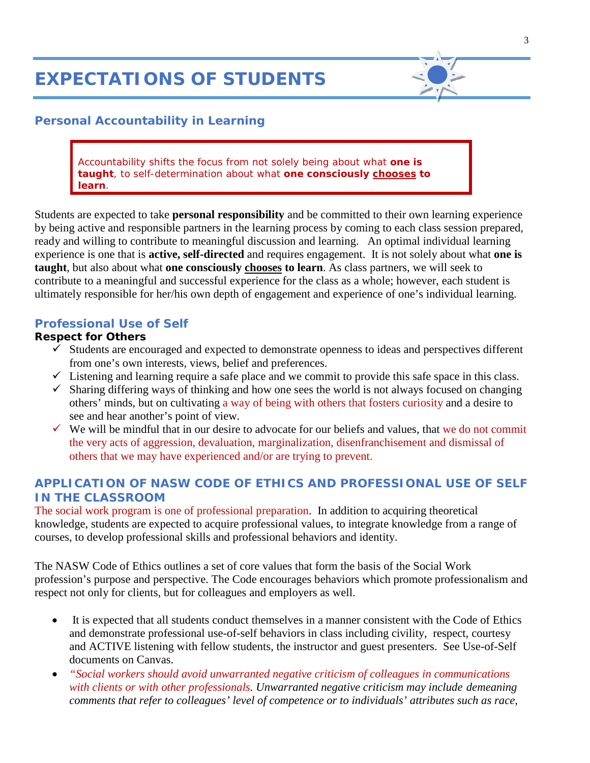# EXPECTATIONS OF STUDENTS

## Personal Accountability in Learning

> Accountability shifts the focus from not solely being about what **one is taught**, to self-determination about what **one consciously <u>chooses</u> to learn**.

Students are expected to take **personal responsibility** and be committed to their own learning experience by being active and responsible partners in the learning process by coming to each class session prepared, ready and willing to contribute to meaningful discussion and learning. An optimal individual learning experience is one that is **active, self-directed** and requires engagement. It is not solely about what **one is taught**, but also about what **one consciously <u>chooses</u> to learn**. As class partners, we will seek to contribute to a meaningful and successful experience for the class as a whole; however, each student is ultimately responsible for her/his own depth of engagement and experience of one's individual learning.

## Professional Use of Self

**Respect for Others**

- ✓ Students are encouraged and expected to demonstrate openness to ideas and perspectives different from one's own interests, views, belief and preferences.
- ✓ Listening and learning require a safe place and we commit to provide this safe space in this class.
- ✓ Sharing differing ways of thinking and how one sees the world is not always focused on changing others' minds, but on cultivating a way of being with others that fosters curiosity and a desire to see and hear another's point of view.
- ✓ We will be mindful that in our desire to advocate for our beliefs and values, that we do not commit the very acts of aggression, devaluation, marginalization, disenfranchisement and dismissal of others that we may have experienced and/or are trying to prevent.

## APPLICATION OF NASW CODE OF ETHICS AND PROFESSIONAL USE OF SELF IN THE CLASSROOM

The social work program is one of professional preparation. In addition to acquiring theoretical knowledge, students are expected to acquire professional values, to integrate knowledge from a range of courses, to develop professional skills and professional behaviors and identity.

The NASW Code of Ethics outlines a set of core values that form the basis of the Social Work profession's purpose and perspective. The Code encourages behaviors which promote professionalism and respect not only for clients, but for colleagues and employers as well.

- It is expected that all students conduct themselves in a manner consistent with the Code of Ethics and demonstrate professional use-of-self behaviors in class including civility, respect, courtesy and ACTIVE listening with fellow students, the instructor and guest presenters. See Use-of-Self documents on Canvas.
- *"Social workers should avoid unwarranted negative criticism of colleagues in communications with clients or with other professionals. Unwarranted negative criticism may include demeaning comments that refer to colleagues' level of competence or to individuals' attributes such as race,*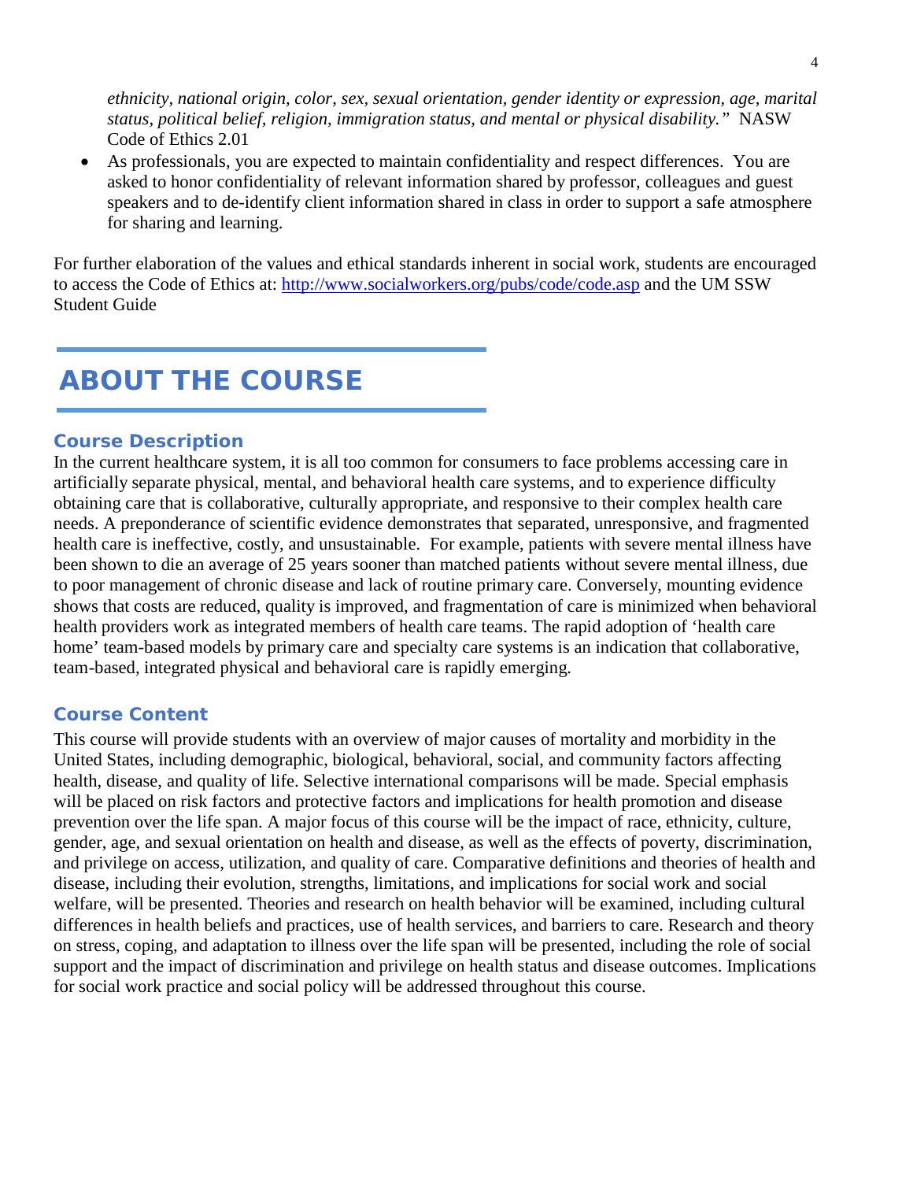*ethnicity, national origin, color, sex, sexual orientation, gender identity or expression, age, marital status, political belief, religion, immigration status, and mental or physical disability."* NASW Code of Ethics 2.01

- As professionals, you are expected to maintain confidentiality and respect differences. You are asked to honor confidentiality of relevant information shared by professor, colleagues and guest speakers and to de-identify client information shared in class in order to support a safe atmosphere for sharing and learning.

For further elaboration of the values and ethical standards inherent in social work, students are encouraged to access the Code of Ethics at: http://www.socialworkers.org/pubs/code/code.asp and the UM SSW Student Guide

# ABOUT THE COURSE

## Course Description

In the current healthcare system, it is all too common for consumers to face problems accessing care in artificially separate physical, mental, and behavioral health care systems, and to experience difficulty obtaining care that is collaborative, culturally appropriate, and responsive to their complex health care needs. A preponderance of scientific evidence demonstrates that separated, unresponsive, and fragmented health care is ineffective, costly, and unsustainable. For example, patients with severe mental illness have been shown to die an average of 25 years sooner than matched patients without severe mental illness, due to poor management of chronic disease and lack of routine primary care. Conversely, mounting evidence shows that costs are reduced, quality is improved, and fragmentation of care is minimized when behavioral health providers work as integrated members of health care teams. The rapid adoption of 'health care home' team-based models by primary care and specialty care systems is an indication that collaborative, team-based, integrated physical and behavioral care is rapidly emerging.

## Course Content

This course will provide students with an overview of major causes of mortality and morbidity in the United States, including demographic, biological, behavioral, social, and community factors affecting health, disease, and quality of life. Selective international comparisons will be made. Special emphasis will be placed on risk factors and protective factors and implications for health promotion and disease prevention over the life span. A major focus of this course will be the impact of race, ethnicity, culture, gender, age, and sexual orientation on health and disease, as well as the effects of poverty, discrimination, and privilege on access, utilization, and quality of care. Comparative definitions and theories of health and disease, including their evolution, strengths, limitations, and implications for social work and social welfare, will be presented. Theories and research on health behavior will be examined, including cultural differences in health beliefs and practices, use of health services, and barriers to care. Research and theory on stress, coping, and adaptation to illness over the life span will be presented, including the role of social support and the impact of discrimination and privilege on health status and disease outcomes. Implications for social work practice and social policy will be addressed throughout this course.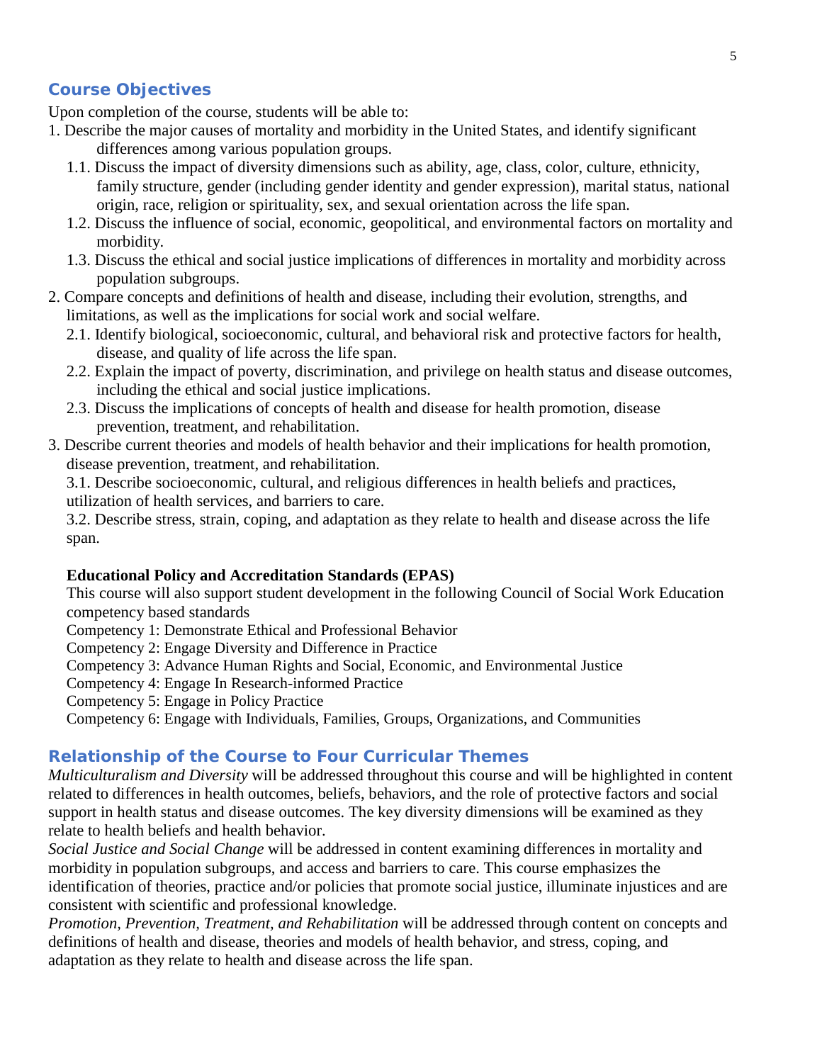## Course Objectives

Upon completion of the course, students will be able to:

1. Describe the major causes of mortality and morbidity in the United States, and identify significant differences among various population groups.
   - 1.1. Discuss the impact of diversity dimensions such as ability, age, class, color, culture, ethnicity, family structure, gender (including gender identity and gender expression), marital status, national origin, race, religion or spirituality, sex, and sexual orientation across the life span.
   - 1.2. Discuss the influence of social, economic, geopolitical, and environmental factors on mortality and morbidity.
   - 1.3. Discuss the ethical and social justice implications of differences in mortality and morbidity across population subgroups.
2. Compare concepts and definitions of health and disease, including their evolution, strengths, and limitations, as well as the implications for social work and social welfare.
   - 2.1. Identify biological, socioeconomic, cultural, and behavioral risk and protective factors for health, disease, and quality of life across the life span.
   - 2.2. Explain the impact of poverty, discrimination, and privilege on health status and disease outcomes, including the ethical and social justice implications.
   - 2.3. Discuss the implications of concepts of health and disease for health promotion, disease prevention, treatment, and rehabilitation.
3. Describe current theories and models of health behavior and their implications for health promotion, disease prevention, treatment, and rehabilitation.
   - 3.1. Describe socioeconomic, cultural, and religious differences in health beliefs and practices, utilization of health services, and barriers to care.
   - 3.2. Describe stress, strain, coping, and adaptation as they relate to health and disease across the life span.

**Educational Policy and Accreditation Standards (EPAS)**

This course will also support student development in the following Council of Social Work Education competency based standards

Competency 1: Demonstrate Ethical and Professional Behavior
Competency 2: Engage Diversity and Difference in Practice
Competency 3: Advance Human Rights and Social, Economic, and Environmental Justice
Competency 4: Engage In Research-informed Practice
Competency 5: Engage in Policy Practice
Competency 6: Engage with Individuals, Families, Groups, Organizations, and Communities

## Relationship of the Course to Four Curricular Themes

*Multiculturalism and Diversity* will be addressed throughout this course and will be highlighted in content related to differences in health outcomes, beliefs, behaviors, and the role of protective factors and social support in health status and disease outcomes. The key diversity dimensions will be examined as they relate to health beliefs and health behavior.

*Social Justice and Social Change* will be addressed in content examining differences in mortality and morbidity in population subgroups, and access and barriers to care. This course emphasizes the identification of theories, practice and/or policies that promote social justice, illuminate injustices and are consistent with scientific and professional knowledge.

*Promotion, Prevention, Treatment, and Rehabilitation* will be addressed through content on concepts and definitions of health and disease, theories and models of health behavior, and stress, coping, and adaptation as they relate to health and disease across the life span.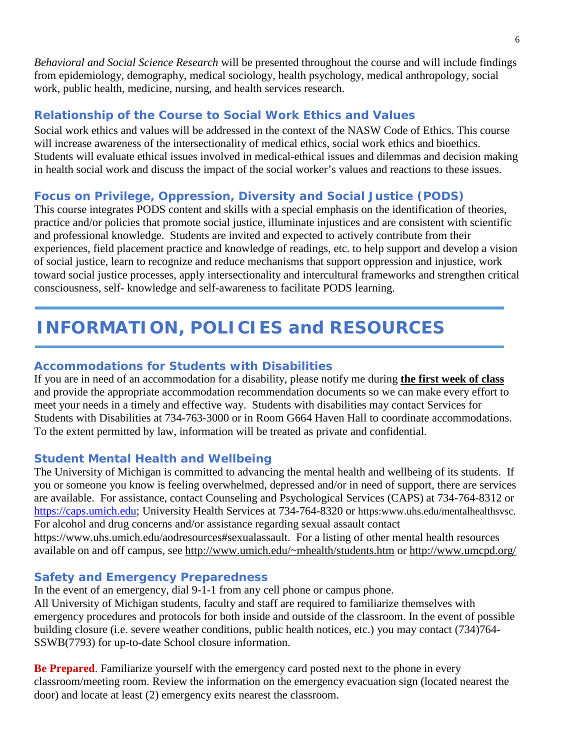*Behavioral and Social Science Research* will be presented throughout the course and will include findings from epidemiology, demography, medical sociology, health psychology, medical anthropology, social work, public health, medicine, nursing, and health services research.

### Relationship of the Course to Social Work Ethics and Values

Social work ethics and values will be addressed in the context of the NASW Code of Ethics. This course will increase awareness of the intersectionality of medical ethics, social work ethics and bioethics. Students will evaluate ethical issues involved in medical-ethical issues and dilemmas and decision making in health social work and discuss the impact of the social worker's values and reactions to these issues.

### Focus on Privilege, Oppression, Diversity and Social Justice (PODS)

This course integrates PODS content and skills with a special emphasis on the identification of theories, practice and/or policies that promote social justice, illuminate injustices and are consistent with scientific and professional knowledge. Students are invited and expected to actively contribute from their experiences, field placement practice and knowledge of readings, etc. to help support and develop a vision of social justice, learn to recognize and reduce mechanisms that support oppression and injustice, work toward social justice processes, apply intersectionality and intercultural frameworks and strengthen critical consciousness, self- knowledge and self-awareness to facilitate PODS learning.

## INFORMATION, POLICIES and RESOURCES

### Accommodations for Students with Disabilities

If you are in need of an accommodation for a disability, please notify me during **the first week of class** and provide the appropriate accommodation recommendation documents so we can make every effort to meet your needs in a timely and effective way. Students with disabilities may contact Services for Students with Disabilities at 734-763-3000 or in Room G664 Haven Hall to coordinate accommodations. To the extent permitted by law, information will be treated as private and confidential.

### Student Mental Health and Wellbeing

The University of Michigan is committed to advancing the mental health and wellbeing of its students. If you or someone you know is feeling overwhelmed, depressed and/or in need of support, there are services are available. For assistance, contact Counseling and Psychological Services (CAPS) at 734-764-8312 or https://caps.umich.edu; University Health Services at 734-764-8320 or https:www.uhs.edu/mentalhealthsvsc. For alcohol and drug concerns and/or assistance regarding sexual assault contact https://www.uhs.umich.edu/aodresources#sexualassault. For a listing of other mental health resources available on and off campus, see http://www.umich.edu/~mhealth/students.htm or http://www.umcpd.org/

### Safety and Emergency Preparedness

In the event of an emergency, dial 9-1-1 from any cell phone or campus phone.
All University of Michigan students, faculty and staff are required to familiarize themselves with emergency procedures and protocols for both inside and outside of the classroom. In the event of possible building closure (i.e. severe weather conditions, public health notices, etc.) you may contact (734)764-SSWB(7793) for up-to-date School closure information.

**Be Prepared**. Familiarize yourself with the emergency card posted next to the phone in every classroom/meeting room. Review the information on the emergency evacuation sign (located nearest the door) and locate at least (2) emergency exits nearest the classroom.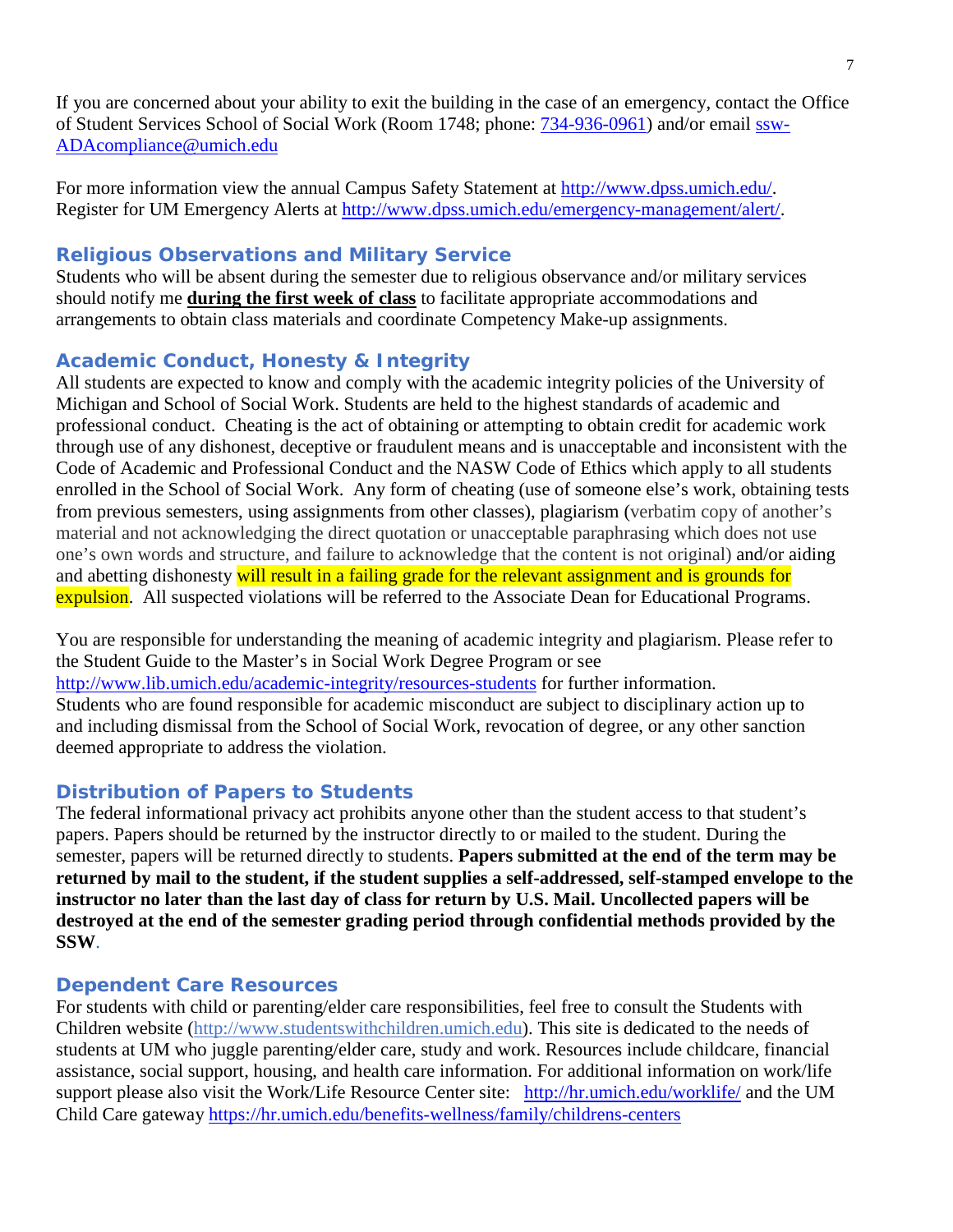If you are concerned about your ability to exit the building in the case of an emergency, contact the Office of Student Services School of Social Work (Room 1748; phone: 734-936-0961) and/or email ssw-ADAcompliance@umich.edu

For more information view the annual Campus Safety Statement at http://www.dpss.umich.edu/.
Register for UM Emergency Alerts at http://www.dpss.umich.edu/emergency-management/alert/.

### Religious Observations and Military Service

Students who will be absent during the semester due to religious observance and/or military services should notify me **during the first week of class** to facilitate appropriate accommodations and arrangements to obtain class materials and coordinate Competency Make-up assignments.

### Academic Conduct, Honesty & Integrity

All students are expected to know and comply with the academic integrity policies of the University of Michigan and School of Social Work. Students are held to the highest standards of academic and professional conduct. Cheating is the act of obtaining or attempting to obtain credit for academic work through use of any dishonest, deceptive or fraudulent means and is unacceptable and inconsistent with the Code of Academic and Professional Conduct and the NASW Code of Ethics which apply to all students enrolled in the School of Social Work. Any form of cheating (use of someone else's work, obtaining tests from previous semesters, using assignments from other classes), plagiarism (verbatim copy of another's material and not acknowledging the direct quotation or unacceptable paraphrasing which does not use one's own words and structure, and failure to acknowledge that the content is not original) and/or aiding and abetting dishonesty will result in a failing grade for the relevant assignment and is grounds for expulsion. All suspected violations will be referred to the Associate Dean for Educational Programs.

You are responsible for understanding the meaning of academic integrity and plagiarism. Please refer to the Student Guide to the Master's in Social Work Degree Program or see http://www.lib.umich.edu/academic-integrity/resources-students for further information.
Students who are found responsible for academic misconduct are subject to disciplinary action up to and including dismissal from the School of Social Work, revocation of degree, or any other sanction deemed appropriate to address the violation.

### Distribution of Papers to Students

The federal informational privacy act prohibits anyone other than the student access to that student's papers. Papers should be returned by the instructor directly to or mailed to the student. During the semester, papers will be returned directly to students. **Papers submitted at the end of the term may be returned by mail to the student, if the student supplies a self-addressed, self-stamped envelope to the instructor no later than the last day of class for return by U.S. Mail. Uncollected papers will be destroyed at the end of the semester grading period through confidential methods provided by the SSW**.

### Dependent Care Resources

For students with child or parenting/elder care responsibilities, feel free to consult the Students with Children website (http://www.studentswithchildren.umich.edu). This site is dedicated to the needs of students at UM who juggle parenting/elder care, study and work. Resources include childcare, financial assistance, social support, housing, and health care information. For additional information on work/life support please also visit the Work/Life Resource Center site: http://hr.umich.edu/worklife/ and the UM Child Care gateway https://hr.umich.edu/benefits-wellness/family/childrens-centers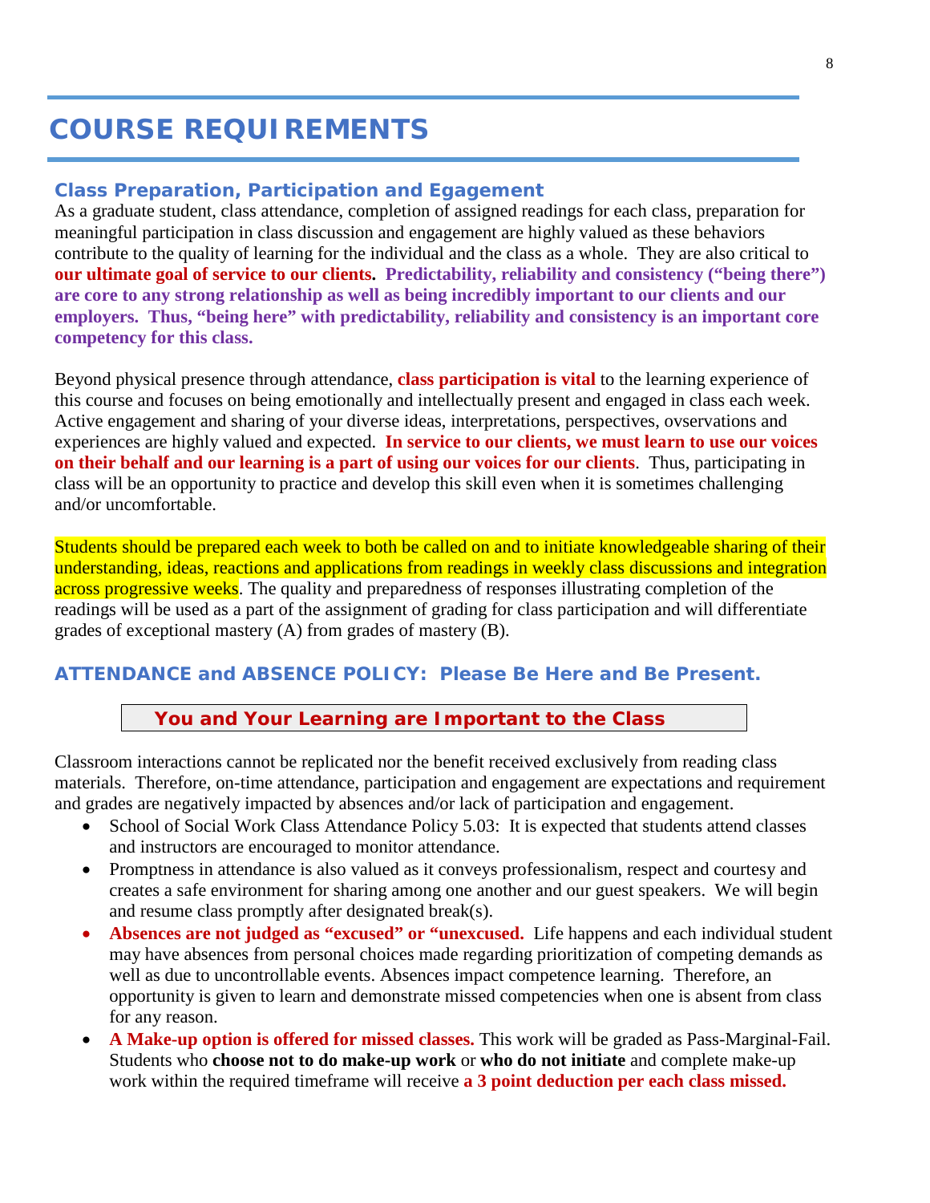# COURSE REQUIREMENTS

### Class Preparation, Participation and Egagement

As a graduate student, class attendance, completion of assigned readings for each class, preparation for meaningful participation in class discussion and engagement are highly valued as these behaviors contribute to the quality of learning for the individual and the class as a whole. They are also critical to **our ultimate goal of service to our clients. Predictability, reliability and consistency ("being there") are core to any strong relationship as well as being incredibly important to our clients and our employers. Thus, "being here" with predictability, reliability and consistency is an important core competency for this class.**

Beyond physical presence through attendance, **class participation is vital** to the learning experience of this course and focuses on being emotionally and intellectually present and engaged in class each week. Active engagement and sharing of your diverse ideas, interpretations, perspectives, ovservations and experiences are highly valued and expected. **In service to our clients, we must learn to use our voices on their behalf and our learning is a part of using our voices for our clients**. Thus, participating in class will be an opportunity to practice and develop this skill even when it is sometimes challenging and/or uncomfortable.

Students should be prepared each week to both be called on and to initiate knowledgeable sharing of their understanding, ideas, reactions and applications from readings in weekly class discussions and integration across progressive weeks. The quality and preparedness of responses illustrating completion of the readings will be used as a part of the assignment of grading for class participation and will differentiate grades of exceptional mastery (A) from grades of mastery (B).

### ATTENDANCE and ABSENCE POLICY: Please Be Here and Be Present.

**You and Your Learning are Important to the Class**

Classroom interactions cannot be replicated nor the benefit received exclusively from reading class materials. Therefore, on-time attendance, participation and engagement are expectations and requirement and grades are negatively impacted by absences and/or lack of participation and engagement.

- School of Social Work Class Attendance Policy 5.03: It is expected that students attend classes and instructors are encouraged to monitor attendance.
- Promptness in attendance is also valued as it conveys professionalism, respect and courtesy and creates a safe environment for sharing among one another and our guest speakers. We will begin and resume class promptly after designated break(s).
- **Absences are not judged as "excused" or "unexcused.** Life happens and each individual student may have absences from personal choices made regarding prioritization of competing demands as well as due to uncontrollable events. Absences impact competence learning. Therefore, an opportunity is given to learn and demonstrate missed competencies when one is absent from class for any reason.
- **A Make-up option is offered for missed classes.** This work will be graded as Pass-Marginal-Fail. Students who **choose not to do make-up work** or **who do not initiate** and complete make-up work within the required timeframe will receive **a 3 point deduction per each class missed.**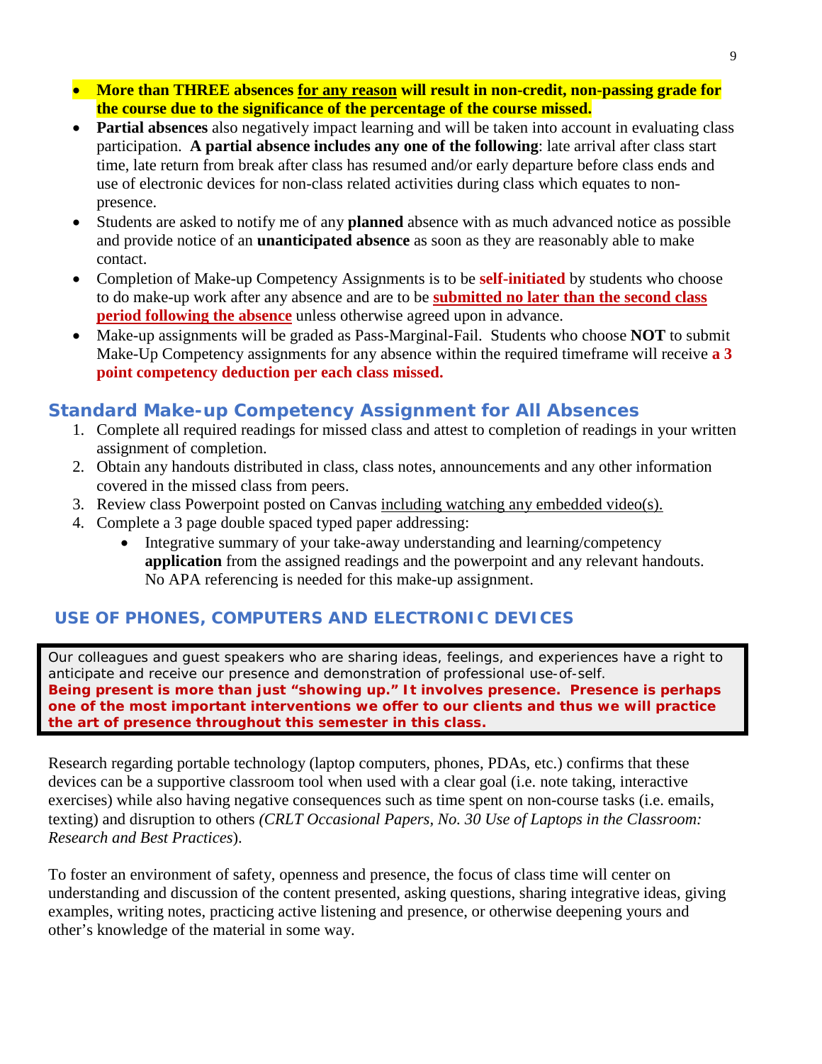- **More than THREE absences for any reason will result in non-credit, non-passing grade for the course due to the significance of the percentage of the course missed.**
- **Partial absences** also negatively impact learning and will be taken into account in evaluating class participation. **A partial absence includes any one of the following**: late arrival after class start time, late return from break after class has resumed and/or early departure before class ends and use of electronic devices for non-class related activities during class which equates to non-presence.
- Students are asked to notify me of any **planned** absence with as much advanced notice as possible and provide notice of an **unanticipated absence** as soon as they are reasonably able to make contact.
- Completion of Make-up Competency Assignments is to be **self-initiated** by students who choose to do make-up work after any absence and are to be **submitted no later than the second class period following the absence** unless otherwise agreed upon in advance.
- Make-up assignments will be graded as Pass-Marginal-Fail. Students who choose **NOT** to submit Make-Up Competency assignments for any absence within the required timeframe will receive **a 3 point competency deduction per each class missed.**

## Standard Make-up Competency Assignment for All Absences

1. Complete all required readings for missed class and attest to completion of readings in your written assignment of completion.
2. Obtain any handouts distributed in class, class notes, announcements and any other information covered in the missed class from peers.
3. Review class Powerpoint posted on Canvas including watching any embedded video(s).
4. Complete a 3 page double spaced typed paper addressing:
   - Integrative summary of your take-away understanding and learning/competency **application** from the assigned readings and the powerpoint and any relevant handouts. No APA referencing is needed for this make-up assignment.

## USE OF PHONES, COMPUTERS AND ELECTRONIC DEVICES

Our colleagues and guest speakers who are sharing ideas, feelings, and experiences have a right to anticipate and receive our presence and demonstration of professional use-of-self.
**Being present is more than just "showing up." It involves presence. Presence is perhaps one of the most important interventions we offer to our clients and thus we will practice the art of presence throughout this semester in this class.**

Research regarding portable technology (laptop computers, phones, PDAs, etc.) confirms that these devices can be a supportive classroom tool when used with a clear goal (i.e. note taking, interactive exercises) while also having negative consequences such as time spent on non-course tasks (i.e. emails, texting) and disruption to others *(CRLT Occasional Papers, No. 30 Use of Laptops in the Classroom: Research and Best Practices*).

To foster an environment of safety, openness and presence, the focus of class time will center on understanding and discussion of the content presented, asking questions, sharing integrative ideas, giving examples, writing notes, practicing active listening and presence, or otherwise deepening yours and other's knowledge of the material in some way.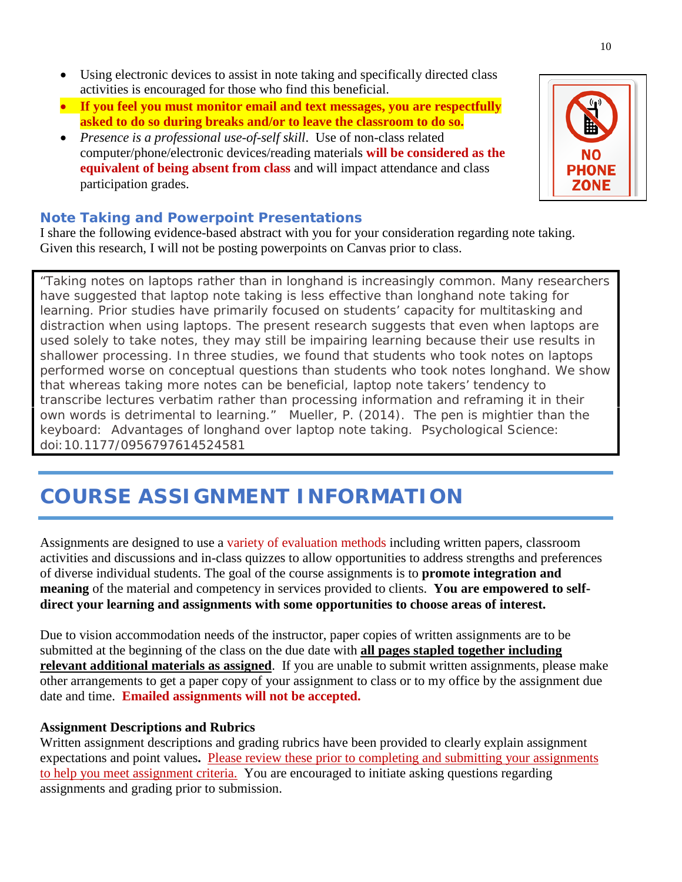- Using electronic devices to assist in note taking and specifically directed class activities is encouraged for those who find this beneficial.
- **If you feel you must monitor email and text messages, you are respectfully asked to do so during breaks and/or to leave the classroom to do so.**
- *Presence is a professional use-of-self skill*. Use of non-class related computer/phone/electronic devices/reading materials **will be considered as the equivalent of being absent from class** and will impact attendance and class participation grades.

NO PHONE ZONE

## Note Taking and Powerpoint Presentations

I share the following evidence-based abstract with you for your consideration regarding note taking. Given this research, I will not be posting powerpoints on Canvas prior to class.

> "Taking notes on laptops rather than in longhand is increasingly common. Many researchers have suggested that laptop note taking is less effective than longhand note taking for learning. Prior studies have primarily focused on students' capacity for multitasking and distraction when using laptops. The present research suggests that even when laptops are used solely to take notes, they may still be impairing learning because their use results in shallower processing. In three studies, we found that students who took notes on laptops performed worse on conceptual questions than students who took notes longhand. We show that whereas taking more notes can be beneficial, laptop note takers' tendency to transcribe lectures verbatim rather than processing information and reframing it in their own words is detrimental to learning." Mueller, P. (2014). The pen is mightier than the keyboard: Advantages of longhand over laptop note taking. Psychological Science: doi:10.1177/0956797614524581

# COURSE ASSIGNMENT INFORMATION

Assignments are designed to use a variety of evaluation methods including written papers, classroom activities and discussions and in-class quizzes to allow opportunities to address strengths and preferences of diverse individual students. The goal of the course assignments is to **promote integration and meaning** of the material and competency in services provided to clients. **You are empowered to self-direct your learning and assignments with some opportunities to choose areas of interest.**

Due to vision accommodation needs of the instructor, paper copies of written assignments are to be submitted at the beginning of the class on the due date with **all pages stapled together including relevant additional materials as assigned**. If you are unable to submit written assignments, please make other arrangements to get a paper copy of your assignment to class or to my office by the assignment due date and time. **Emailed assignments will not be accepted.**

### Assignment Descriptions and Rubrics

Written assignment descriptions and grading rubrics have been provided to clearly explain assignment expectations and point values**.** Please review these prior to completing and submitting your assignments to help you meet assignment criteria. You are encouraged to initiate asking questions regarding assignments and grading prior to submission.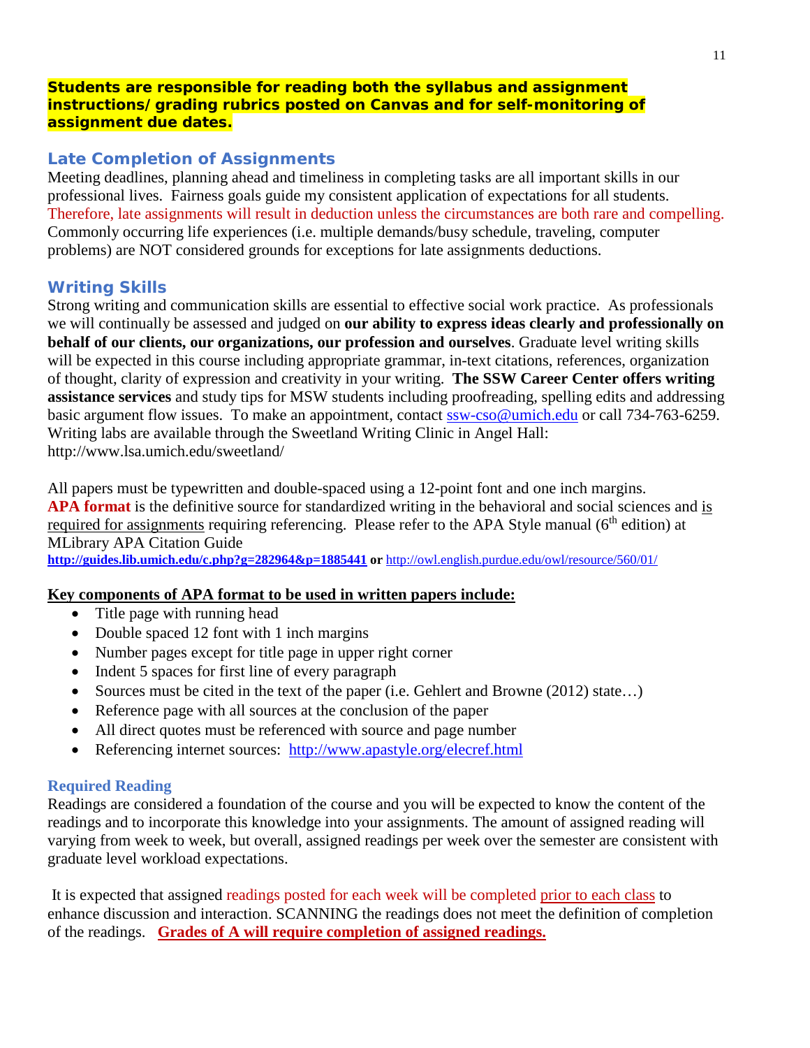**Students are responsible for reading both the syllabus and assignment instructions/ grading rubrics posted on Canvas and for self-monitoring of assignment due dates.**

## Late Completion of Assignments

Meeting deadlines, planning ahead and timeliness in completing tasks are all important skills in our professional lives. Fairness goals guide my consistent application of expectations for all students. Therefore, late assignments will result in deduction unless the circumstances are both rare and compelling. Commonly occurring life experiences (i.e. multiple demands/busy schedule, traveling, computer problems) are NOT considered grounds for exceptions for late assignments deductions.

## Writing Skills

Strong writing and communication skills are essential to effective social work practice. As professionals we will continually be assessed and judged on **our ability to express ideas clearly and professionally on behalf of our clients, our organizations, our profession and ourselves**. Graduate level writing skills will be expected in this course including appropriate grammar, in-text citations, references, organization of thought, clarity of expression and creativity in your writing. **The SSW Career Center offers writing assistance services** and study tips for MSW students including proofreading, spelling edits and addressing basic argument flow issues. To make an appointment, contact ssw-cso@umich.edu or call 734-763-6259. Writing labs are available through the Sweetland Writing Clinic in Angel Hall: http://www.lsa.umich.edu/sweetland/

All papers must be typewritten and double-spaced using a 12-point font and one inch margins. **APA format** is the definitive source for standardized writing in the behavioral and social sciences and is required for assignments requiring referencing. Please refer to the APA Style manual (6th edition) at MLibrary APA Citation Guide
**http://guides.lib.umich.edu/c.php?g=282964&p=1885441** **or** http://owl.english.purdue.edu/owl/resource/560/01/

**Key components of APA format to be used in written papers include:**

- Title page with running head
- Double spaced 12 font with 1 inch margins
- Number pages except for title page in upper right corner
- Indent 5 spaces for first line of every paragraph
- Sources must be cited in the text of the paper (i.e. Gehlert and Browne (2012) state…)
- Reference page with all sources at the conclusion of the paper
- All direct quotes must be referenced with source and page number
- Referencing internet sources: http://www.apastyle.org/elecref.html

## Required Reading

Readings are considered a foundation of the course and you will be expected to know the content of the readings and to incorporate this knowledge into your assignments. The amount of assigned reading will varying from week to week, but overall, assigned readings per week over the semester are consistent with graduate level workload expectations.

It is expected that assigned readings posted for each week will be completed prior to each class to enhance discussion and interaction. SCANNING the readings does not meet the definition of completion of the readings. **Grades of A will require completion of assigned readings.**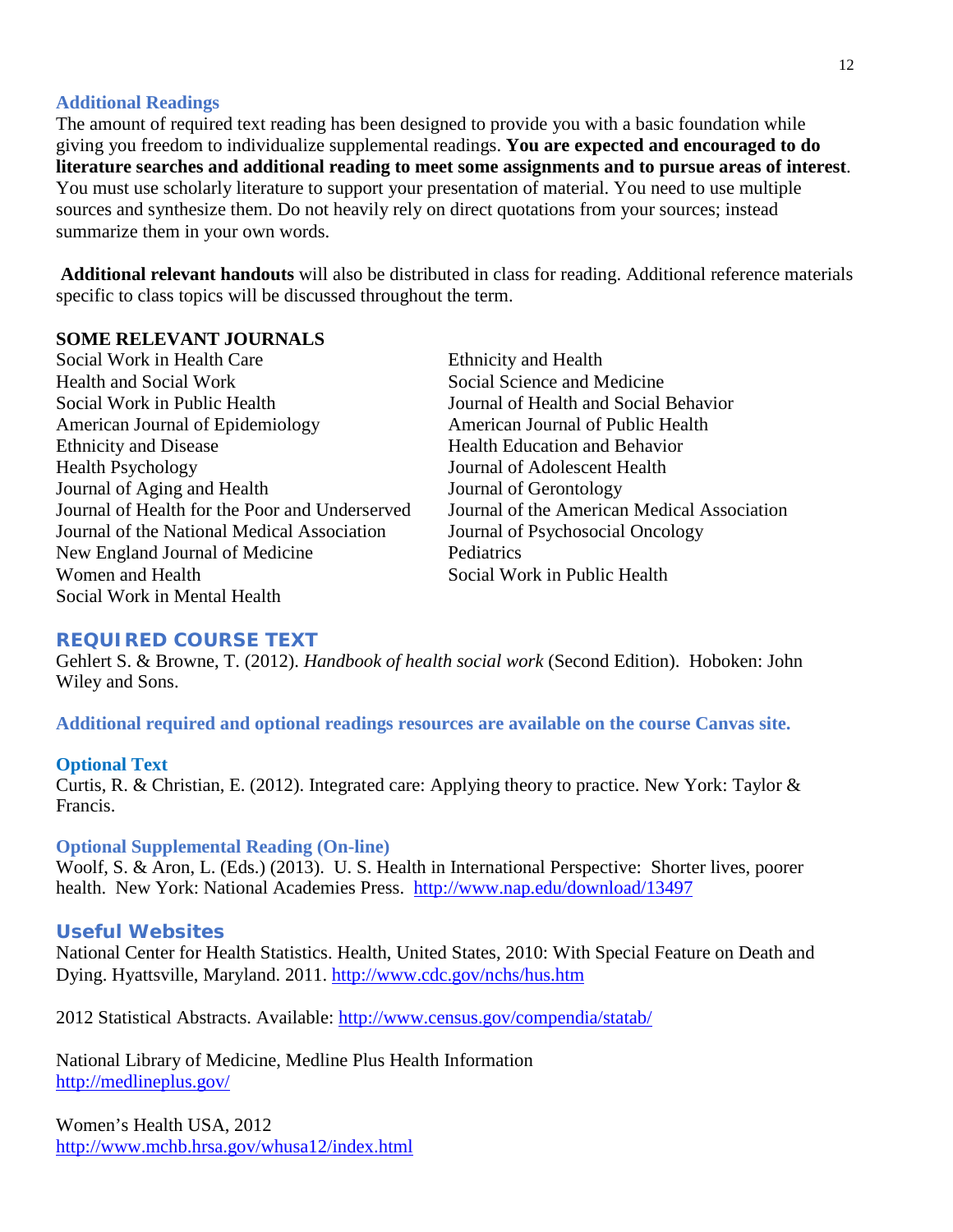### Additional Readings

The amount of required text reading has been designed to provide you with a basic foundation while giving you freedom to individualize supplemental readings. **You are expected and encouraged to do literature searches and additional reading to meet some assignments and to pursue areas of interest**. You must use scholarly literature to support your presentation of material. You need to use multiple sources and synthesize them. Do not heavily rely on direct quotations from your sources; instead summarize them in your own words.

**Additional relevant handouts** will also be distributed in class for reading. Additional reference materials specific to class topics will be discussed throughout the term.

**SOME RELEVANT JOURNALS**

Social Work in Health Care
Health and Social Work
Social Work in Public Health
American Journal of Epidemiology
Ethnicity and Disease
Health Psychology
Journal of Aging and Health
Journal of Health for the Poor and Underserved
Journal of the National Medical Association
New England Journal of Medicine
Women and Health
Social Work in Mental Health
Ethnicity and Health
Social Science and Medicine
Journal of Health and Social Behavior
American Journal of Public Health
Health Education and Behavior
Journal of Adolescent Health
Journal of Gerontology
Journal of the American Medical Association
Journal of Psychosocial Oncology
Pediatrics
Social Work in Public Health

## REQUIRED COURSE TEXT

Gehlert S. & Browne, T. (2012). *Handbook of health social work* (Second Edition). Hoboken: John Wiley and Sons.

**Additional required and optional readings resources are available on the course Canvas site.**

### Optional Text

Curtis, R. & Christian, E. (2012). Integrated care: Applying theory to practice. New York: Taylor & Francis.

### Optional Supplemental Reading (On-line)

Woolf, S. & Aron, L. (Eds.) (2013). U. S. Health in International Perspective: Shorter lives, poorer health. New York: National Academies Press. http://www.nap.edu/download/13497

### Useful Websites

National Center for Health Statistics. Health, United States, 2010: With Special Feature on Death and Dying. Hyattsville, Maryland. 2011. http://www.cdc.gov/nchs/hus.htm

2012 Statistical Abstracts. Available: http://www.census.gov/compendia/statab/

National Library of Medicine, Medline Plus Health Information
http://medlineplus.gov/

Women's Health USA, 2012
http://www.mchb.hrsa.gov/whusa12/index.html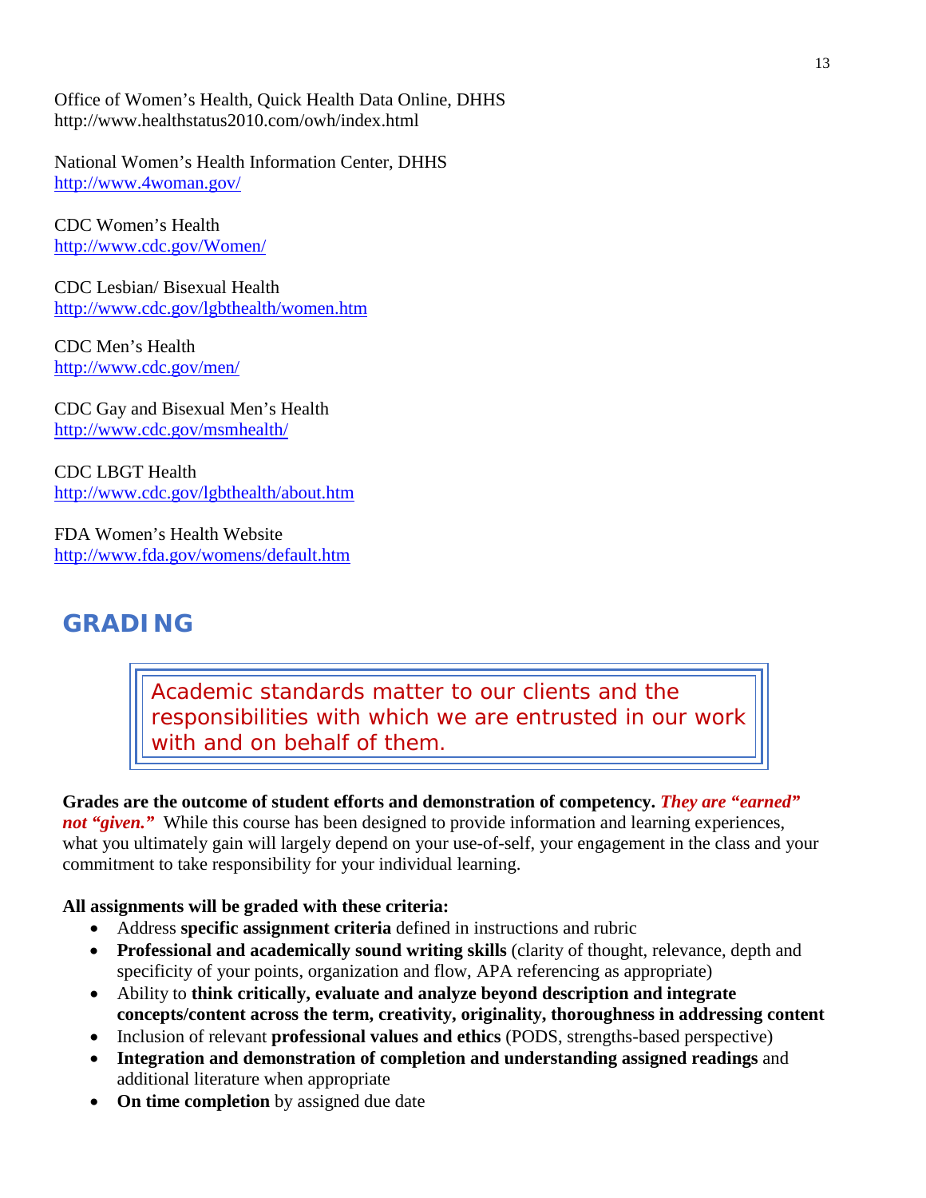Office of Women's Health, Quick Health Data Online, DHHS
http://www.healthstatus2010.com/owh/index.html

National Women's Health Information Center, DHHS
http://www.4woman.gov/

CDC Women's Health
http://www.cdc.gov/Women/

CDC Lesbian/ Bisexual Health
http://www.cdc.gov/lgbthealth/women.htm

CDC Men's Health
http://www.cdc.gov/men/

CDC Gay and Bisexual Men's Health
http://www.cdc.gov/msmhealth/

CDC LBGT Health
http://www.cdc.gov/lgbthealth/about.htm

FDA Women's Health Website
http://www.fda.gov/womens/default.htm

## GRADING

> Academic standards matter to our clients and the responsibilities with which we are entrusted in our work with and on behalf of them.

**Grades are the outcome of student efforts and demonstration of competency.** ***They are "earned" not "given."*** While this course has been designed to provide information and learning experiences, what you ultimately gain will largely depend on your use-of-self, your engagement in the class and your commitment to take responsibility for your individual learning.

**All assignments will be graded with these criteria:**

- Address **specific assignment criteria** defined in instructions and rubric
- **Professional and academically sound writing skills** (clarity of thought, relevance, depth and specificity of your points, organization and flow, APA referencing as appropriate)
- Ability to **think critically, evaluate and analyze beyond description and integrate concepts/content across the term, creativity, originality, thoroughness in addressing content**
- Inclusion of relevant **professional values and ethics** (PODS, strengths-based perspective)
- **Integration and demonstration of completion and understanding assigned readings** and additional literature when appropriate
- **On time completion** by assigned due date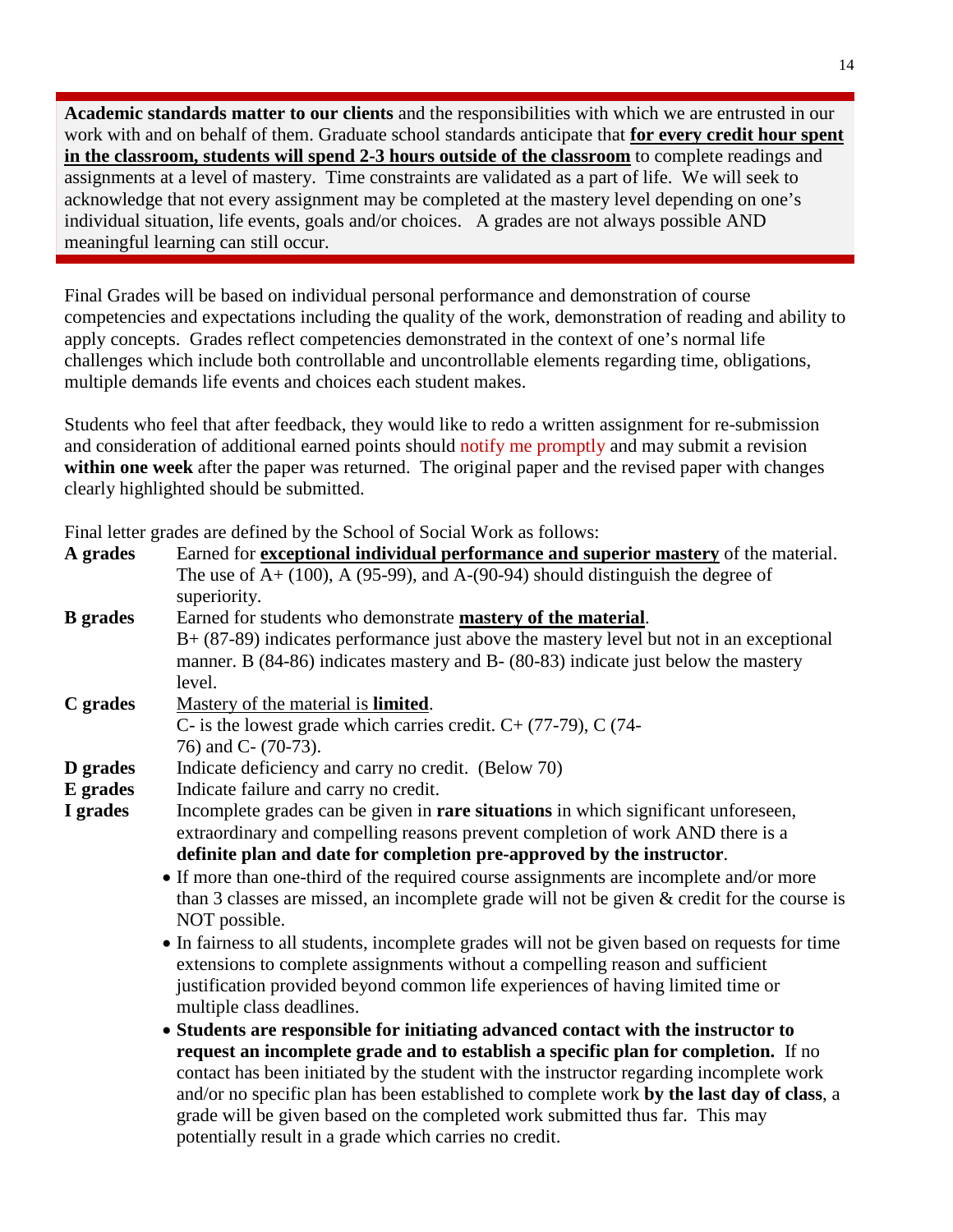**Academic standards matter to our clients** and the responsibilities with which we are entrusted in our work with and on behalf of them. Graduate school standards anticipate that **<u>for every credit hour spent in the classroom, students will spend 2-3 hours outside of the classroom</u>** to complete readings and assignments at a level of mastery. Time constraints are validated as a part of life. We will seek to acknowledge that not every assignment may be completed at the mastery level depending on one's individual situation, life events, goals and/or choices. A grades are not always possible AND meaningful learning can still occur.

Final Grades will be based on individual personal performance and demonstration of course competencies and expectations including the quality of the work, demonstration of reading and ability to apply concepts. Grades reflect competencies demonstrated in the context of one's normal life challenges which include both controllable and uncontrollable elements regarding time, obligations, multiple demands life events and choices each student makes.

Students who feel that after feedback, they would like to redo a written assignment for re-submission and consideration of additional earned points should notify me promptly and may submit a revision **within one week** after the paper was returned. The original paper and the revised paper with changes clearly highlighted should be submitted.

Final letter grades are defined by the School of Social Work as follows:

**A grades** Earned for **<u>exceptional individual performance and superior mastery</u>** of the material. The use of A+ (100), A (95-99), and A-(90-94) should distinguish the degree of superiority.

**B grades** Earned for students who demonstrate **<u>mastery of the material</u>**. B+ (87-89) indicates performance just above the mastery level but not in an exceptional manner. B (84-86) indicates mastery and B- (80-83) indicate just below the mastery level.

**C grades** <u>Mastery of the material is **limited**</u>. C- is the lowest grade which carries credit. C+ (77-79), C (74-76) and C- (70-73).

**D grades** Indicate deficiency and carry no credit. (Below 70)

**E grades** Indicate failure and carry no credit.

**I grades** Incomplete grades can be given in **rare situations** in which significant unforeseen, extraordinary and compelling reasons prevent completion of work AND there is a **definite plan and date for completion pre-approved by the instructor**.

- If more than one-third of the required course assignments are incomplete and/or more than 3 classes are missed, an incomplete grade will not be given & credit for the course is NOT possible.
- In fairness to all students, incomplete grades will not be given based on requests for time extensions to complete assignments without a compelling reason and sufficient justification provided beyond common life experiences of having limited time or multiple class deadlines.
- **Students are responsible for initiating advanced contact with the instructor to request an incomplete grade and to establish a specific plan for completion.** If no contact has been initiated by the student with the instructor regarding incomplete work and/or no specific plan has been established to complete work **by the last day of class**, a grade will be given based on the completed work submitted thus far. This may potentially result in a grade which carries no credit.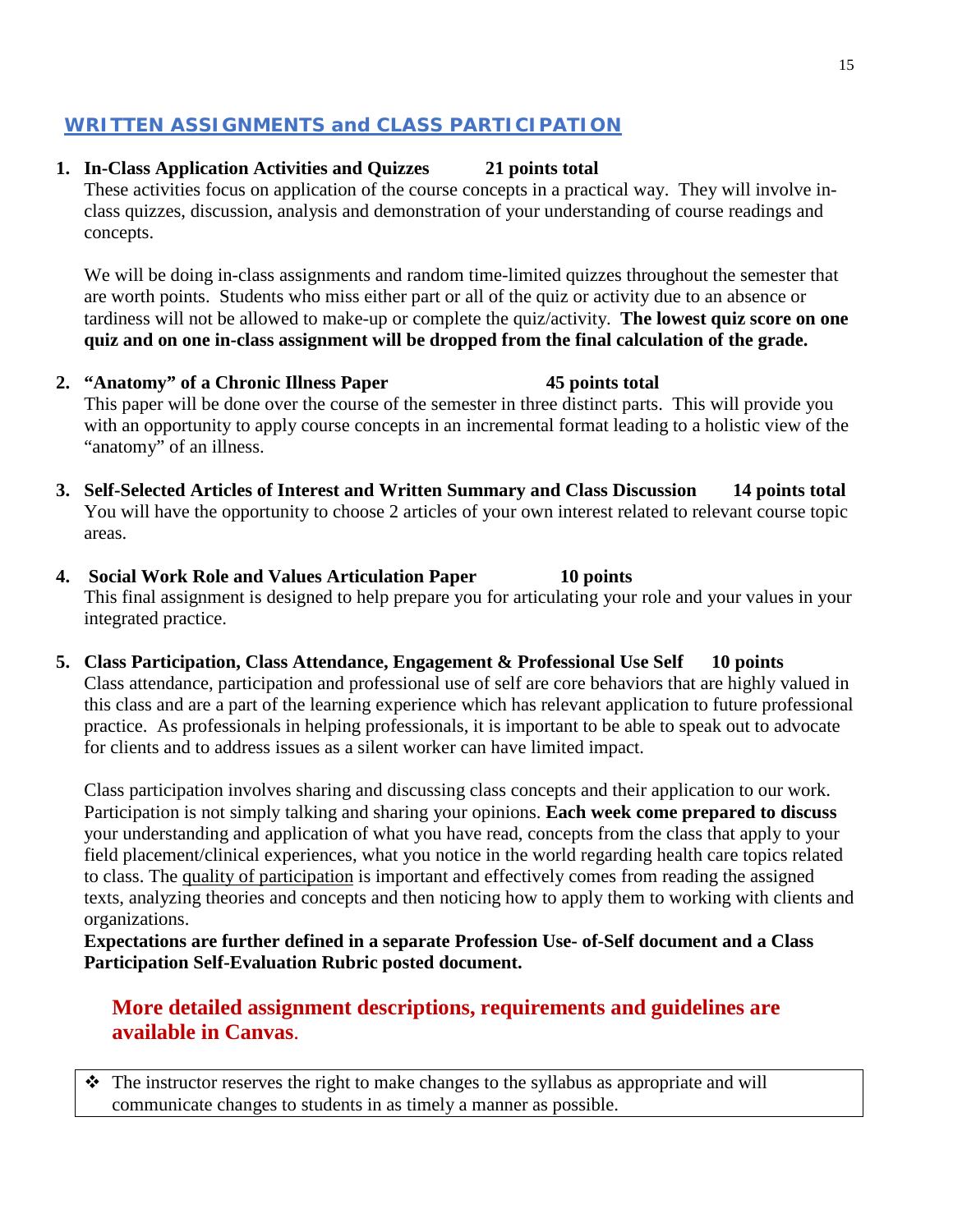## WRITTEN ASSIGNMENTS and CLASS PARTICIPATION

1. **In-Class Application Activities and Quizzes 21 points total**
   These activities focus on application of the course concepts in a practical way. They will involve in-class quizzes, discussion, analysis and demonstration of your understanding of course readings and concepts.

   We will be doing in-class assignments and random time-limited quizzes throughout the semester that are worth points. Students who miss either part or all of the quiz or activity due to an absence or tardiness will not be allowed to make-up or complete the quiz/activity. **The lowest quiz score on one quiz and on one in-class assignment will be dropped from the final calculation of the grade.**

2. **"Anatomy" of a Chronic Illness Paper 45 points total**
   This paper will be done over the course of the semester in three distinct parts. This will provide you with an opportunity to apply course concepts in an incremental format leading to a holistic view of the "anatomy" of an illness.

3. **Self-Selected Articles of Interest and Written Summary and Class Discussion 14 points total**
   You will have the opportunity to choose 2 articles of your own interest related to relevant course topic areas.

4. **Social Work Role and Values Articulation Paper 10 points**
   This final assignment is designed to help prepare you for articulating your role and your values in your integrated practice.

5. **Class Participation, Class Attendance, Engagement & Professional Use Self 10 points**
   Class attendance, participation and professional use of self are core behaviors that are highly valued in this class and are a part of the learning experience which has relevant application to future professional practice. As professionals in helping professionals, it is important to be able to speak out to advocate for clients and to address issues as a silent worker can have limited impact.

   Class participation involves sharing and discussing class concepts and their application to our work. Participation is not simply talking and sharing your opinions. **Each week come prepared to discuss** your understanding and application of what you have read, concepts from the class that apply to your field placement/clinical experiences, what you notice in the world regarding health care topics related to class. The quality of participation is important and effectively comes from reading the assigned texts, analyzing theories and concepts and then noticing how to apply them to working with clients and organizations.
   **Expectations are further defined in a separate Profession Use- of-Self document and a Class Participation Self-Evaluation Rubric posted document.**

**More detailed assignment descriptions, requirements and guidelines are available in Canvas.**

❖ The instructor reserves the right to make changes to the syllabus as appropriate and will communicate changes to students in as timely a manner as possible.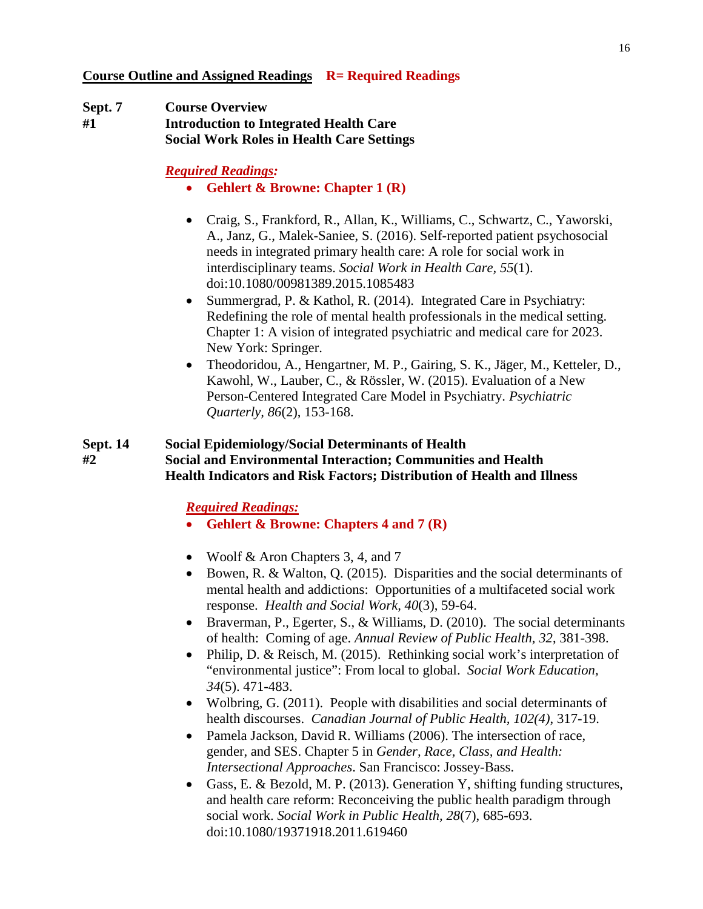**<u>Course Outline and Assigned Readings</u>** **R= Required Readings**

**Sept. 7** **Course Overview**
**#1** **Introduction to Integrated Health Care**
**Social Work Roles in Health Care Settings**

***<u>Required Readings:</u>***

- **Gehlert & Browne: Chapter 1 (R)**

- Craig, S., Frankford, R., Allan, K., Williams, C., Schwartz, C., Yaworski, A., Janz, G., Malek-Saniee, S. (2016). Self-reported patient psychosocial needs in integrated primary health care: A role for social work in interdisciplinary teams. *Social Work in Health Care, 55*(1). doi:10.1080/00981389.2015.1085483
- Summergrad, P. & Kathol, R. (2014). Integrated Care in Psychiatry: Redefining the role of mental health professionals in the medical setting. Chapter 1: A vision of integrated psychiatric and medical care for 2023. New York: Springer.
- Theodoridou, A., Hengartner, M. P., Gairing, S. K., Jäger, M., Ketteler, D., Kawohl, W., Lauber, C., & Rössler, W. (2015). Evaluation of a New Person-Centered Integrated Care Model in Psychiatry. *Psychiatric Quarterly, 86*(2), 153-168.

**Sept. 14** **Social Epidemiology/Social Determinants of Health**
**#2** **Social and Environmental Interaction; Communities and Health**
**Health Indicators and Risk Factors; Distribution of Health and Illness**

***<u>Required Readings:</u>***

- **Gehlert & Browne: Chapters 4 and 7 (R)**

- Woolf & Aron Chapters 3, 4, and 7
- Bowen, R. & Walton, Q. (2015). Disparities and the social determinants of mental health and addictions: Opportunities of a multifaceted social work response. *Health and Social Work, 40*(3), 59-64.
- Braverman, P., Egerter, S., & Williams, D. (2010). The social determinants of health: Coming of age. *Annual Review of Public Health, 32*, 381-398.
- Philip, D. & Reisch, M. (2015). Rethinking social work's interpretation of "environmental justice": From local to global. *Social Work Education, 34*(5). 471-483.
- Wolbring, G. (2011). People with disabilities and social determinants of health discourses. *Canadian Journal of Public Health, 102(4)*, 317-19.
- Pamela Jackson, David R. Williams (2006). The intersection of race, gender, and SES. Chapter 5 in *Gender, Race, Class, and Health: Intersectional Approaches*. San Francisco: Jossey-Bass.
- Gass, E. & Bezold, M. P. (2013). Generation Y, shifting funding structures, and health care reform: Reconceiving the public health paradigm through social work. *Social Work in Public Health, 28*(7), 685-693. doi:10.1080/19371918.2011.619460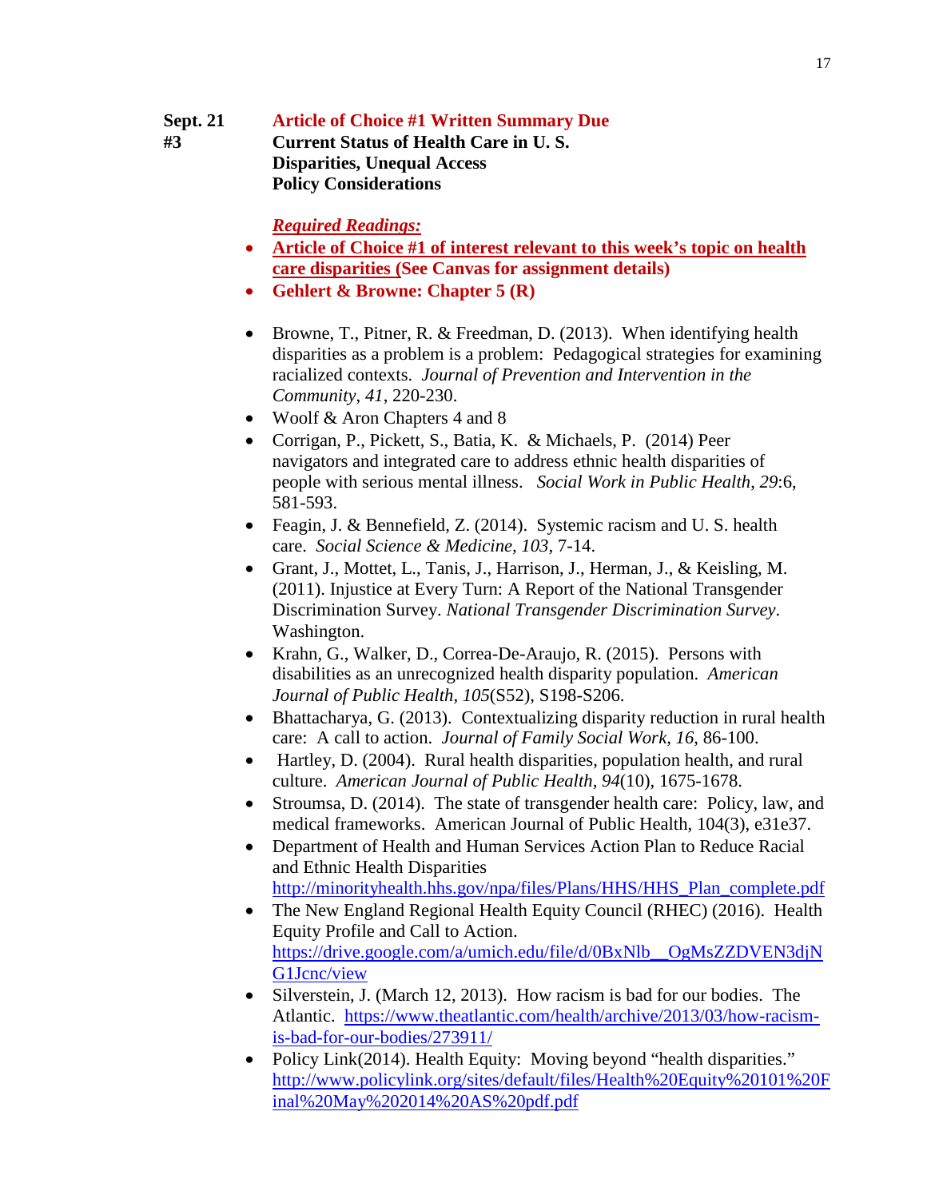**Sept. 21** **Article of Choice #1 Written Summary Due**
**#3** **Current Status of Health Care in U. S.**
**Disparities, Unequal Access**
**Policy Considerations**

***Required Readings:***

- **Article of Choice #1 of interest relevant to this week's topic on health care disparities (See Canvas for assignment details)**
- **Gehlert & Browne: Chapter 5 (R)**

- Browne, T., Pitner, R. & Freedman, D. (2013). When identifying health disparities as a problem is a problem: Pedagogical strategies for examining racialized contexts. *Journal of Prevention and Intervention in the Community, 41*, 220-230.
- Woolf & Aron Chapters 4 and 8
- Corrigan, P., Pickett, S., Batia, K. & Michaels, P. (2014) Peer navigators and integrated care to address ethnic health disparities of people with serious mental illness. *Social Work in Public Health, 29*:6, 581-593.
- Feagin, J. & Bennefield, Z. (2014). Systemic racism and U. S. health care. *Social Science & Medicine, 103*, 7-14.
- Grant, J., Mottet, L., Tanis, J., Harrison, J., Herman, J., & Keisling, M. (2011). Injustice at Every Turn: A Report of the National Transgender Discrimination Survey. *National Transgender Discrimination Survey*. Washington.
- Krahn, G., Walker, D., Correa-De-Araujo, R. (2015). Persons with disabilities as an unrecognized health disparity population. *American Journal of Public Health, 105*(S52), S198-S206.
- Bhattacharya, G. (2013). Contextualizing disparity reduction in rural health care: A call to action. *Journal of Family Social Work, 16*, 86-100.
- Hartley, D. (2004). Rural health disparities, population health, and rural culture. *American Journal of Public Health, 94*(10), 1675-1678.
- Stroumsa, D. (2014). The state of transgender health care: Policy, law, and medical frameworks. American Journal of Public Health, 104(3), e31e37.
- Department of Health and Human Services Action Plan to Reduce Racial and Ethnic Health Disparities http://minorityhealth.hhs.gov/npa/files/Plans/HHS/HHS_Plan_complete.pdf
- The New England Regional Health Equity Council (RHEC) (2016). Health Equity Profile and Call to Action. https://drive.google.com/a/umich.edu/file/d/0BxNlb__OgMsZZDVEN3djNG1Jcnc/view
- Silverstein, J. (March 12, 2013). How racism is bad for our bodies. The Atlantic. https://www.theatlantic.com/health/archive/2013/03/how-racism-is-bad-for-our-bodies/273911/
- Policy Link(2014). Health Equity: Moving beyond "health disparities." http://www.policylink.org/sites/default/files/Health%20Equity%20101%20Final%20May%202014%20AS%20pdf.pdf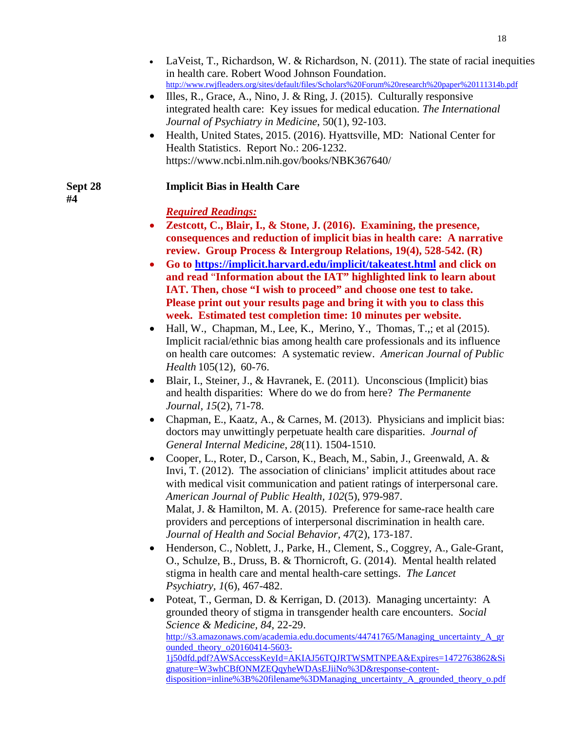- LaVeist, T., Richardson, W. & Richardson, N. (2011). The state of racial inequities in health care. Robert Wood Johnson Foundation. http://www.rwjfleaders.org/sites/default/files/Scholars%20Forum%20research%20paper%20111314b.pdf
- Illes, R., Grace, A., Nino, J. & Ring, J. (2015). Culturally responsive integrated health care: Key issues for medical education. *The International Journal of Psychiatry in Medicine*, 50(1), 92-103.
- Health, United States, 2015. (2016). Hyattsville, MD: National Center for Health Statistics. Report No.: 206-1232. https://www.ncbi.nlm.nih.gov/books/NBK367640/

**Sept 28 #4** **Implicit Bias in Health Care**

***Required Readings:***

- **Zestcott, C., Blair, I., & Stone, J. (2016). Examining, the presence, consequences and reduction of implicit bias in health care: A narrative review. Group Process & Intergroup Relations, 19(4), 528-542. (R)**
- **Go to https://implicit.harvard.edu/implicit/takeatest.html and click on and read "Information about the IAT" highlighted link to learn about IAT. Then, chose "I wish to proceed" and choose one test to take. Please print out your results page and bring it with you to class this week. Estimated test completion time: 10 minutes per website.**
- Hall, W., Chapman, M., Lee, K., Merino, Y., Thomas, T.,; et al (2015). Implicit racial/ethnic bias among health care professionals and its influence on health care outcomes: A systematic review. *American Journal of Public Health* 105(12), 60-76.
- Blair, I., Steiner, J., & Havranek, E. (2011). Unconscious (Implicit) bias and health disparities: Where do we do from here? *The Permanente Journal*, *15*(2), 71-78.
- Chapman, E., Kaatz, A., & Carnes, M. (2013). Physicians and implicit bias: doctors may unwittingly perpetuate health care disparities. *Journal of General Internal Medicine*, *28*(11). 1504-1510.
- Cooper, L., Roter, D., Carson, K., Beach, M., Sabin, J., Greenwald, A. & Invi, T. (2012). The association of clinicians' implicit attitudes about race with medical visit communication and patient ratings of interpersonal care. *American Journal of Public Health, 102*(5), 979-987.
  Malat, J. & Hamilton, M. A. (2015). Preference for same-race health care providers and perceptions of interpersonal discrimination in health care. *Journal of Health and Social Behavior*, *47*(2), 173-187.
- Henderson, C., Noblett, J., Parke, H., Clement, S., Coggrey, A., Gale-Grant, O., Schulze, B., Druss, B. & Thornicroft, G. (2014). Mental health related stigma in health care and mental health-care settings. *The Lancet Psychiatry*, *1*(6), 467-482.
- Poteat, T., German, D. & Kerrigan, D. (2013). Managing uncertainty: A grounded theory of stigma in transgender health care encounters. *Social Science & Medicine, 84*, 22-29. http://s3.amazonaws.com/academia.edu.documents/44741765/Managing_uncertainty_A_grounded_theory_o20160414-5603-1j50dfd.pdf?AWSAccessKeyId=AKIAJ56TQJRTWSMTNPEA&Expires=1472763862&Signature=W3whCBfONMZEQqyheWDAsEJiiNo%3D&response-content-disposition=inline%3B%20filename%3DManaging_uncertainty_A_grounded_theory_o.pdf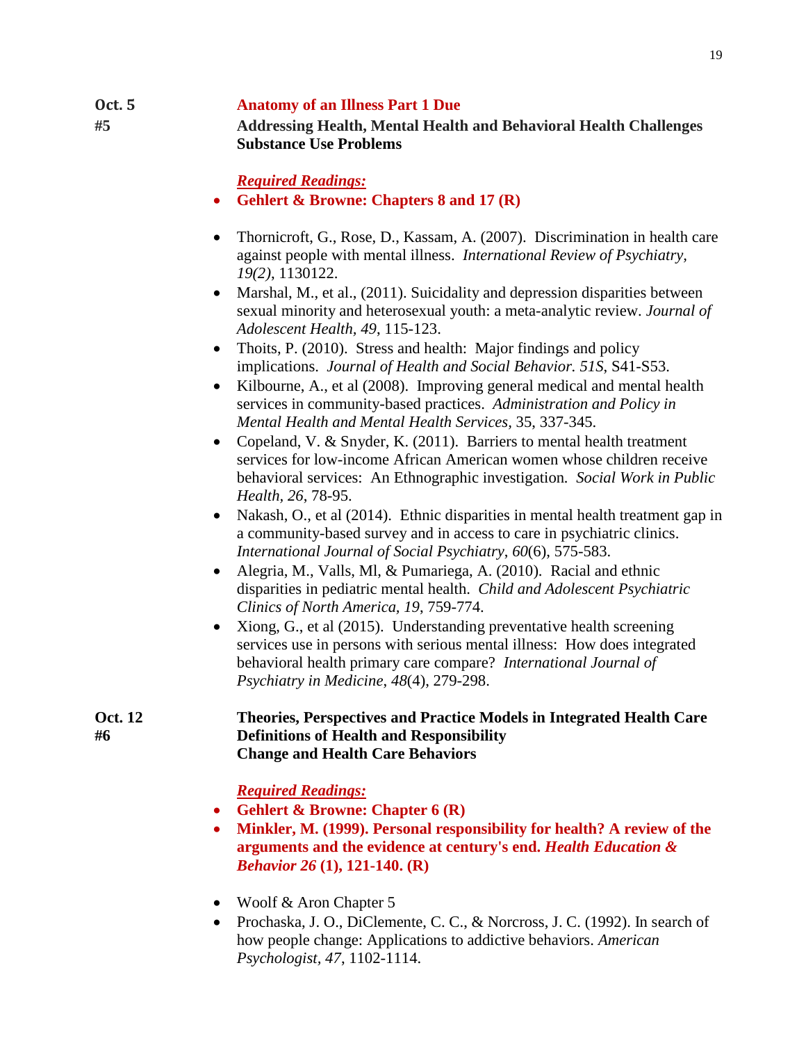**Oct. 5** **Anatomy of an Illness Part 1 Due**

**#5** **Addressing Health, Mental Health and Behavioral Health Challenges Substance Use Problems**

***Required Readings:***

- **Gehlert & Browne: Chapters 8 and 17 (R)**

- Thornicroft, G., Rose, D., Kassam, A. (2007). Discrimination in health care against people with mental illness. *International Review of Psychiatry, 19(2)*, 1130122.
- Marshal, M., et al., (2011). Suicidality and depression disparities between sexual minority and heterosexual youth: a meta-analytic review. *Journal of Adolescent Health*, *49*, 115-123.
- Thoits, P. (2010). Stress and health: Major findings and policy implications. *Journal of Health and Social Behavior. 51S*, S41-S53.
- Kilbourne, A., et al (2008). Improving general medical and mental health services in community-based practices. *Administration and Policy in Mental Health and Mental Health Services*, 35, 337-345.
- Copeland, V. & Snyder, K. (2011). Barriers to mental health treatment services for low-income African American women whose children receive behavioral services: An Ethnographic investigation. *Social Work in Public Health, 26*, 78-95.
- Nakash, O., et al (2014). Ethnic disparities in mental health treatment gap in a community-based survey and in access to care in psychiatric clinics. *International Journal of Social Psychiatry*, *60*(6), 575-583.
- Alegria, M., Valls, Ml, & Pumariega, A. (2010). Racial and ethnic disparities in pediatric mental health. *Child and Adolescent Psychiatric Clinics of North America*, *19*, 759-774.
- Xiong, G., et al (2015). Understanding preventative health screening services use in persons with serious mental illness: How does integrated behavioral health primary care compare? *International Journal of Psychiatry in Medicine*, *48*(4), 279-298.

**Oct. 12** **Theories, Perspectives and Practice Models in Integrated Health Care**

**#6** **Definitions of Health and Responsibility**
**Change and Health Care Behaviors**

***Required Readings:***

- **Gehlert & Browne: Chapter 6 (R)**
- **Minkler, M. (1999). Personal responsibility for health? A review of the arguments and the evidence at century's end. *Health Education & Behavior 26* (1), 121-140. (R)**

- Woolf & Aron Chapter 5
- Prochaska, J. O., DiClemente, C. C., & Norcross, J. C. (1992). In search of how people change: Applications to addictive behaviors. *American Psychologist*, *47*, 1102-1114.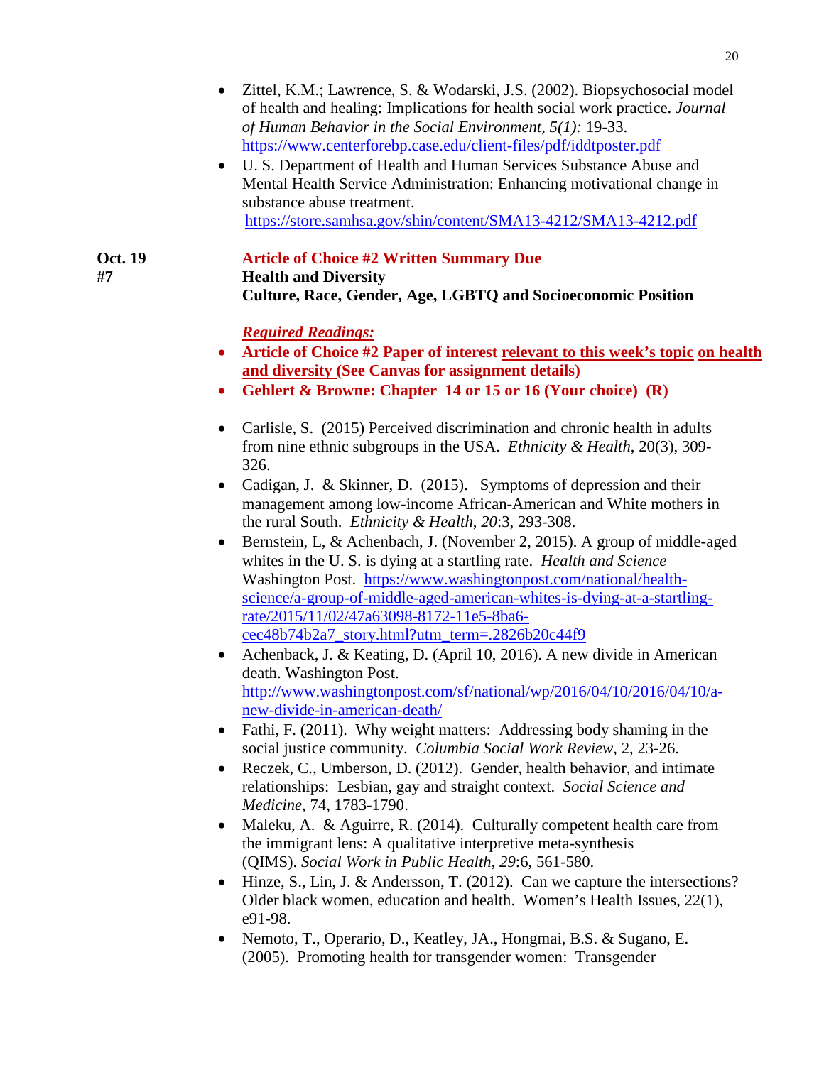- Zittel, K.M.; Lawrence, S. & Wodarski, J.S. (2002). Biopsychosocial model of health and healing: Implications for health social work practice. *Journal of Human Behavior in the Social Environment, 5(1):* 19-33. https://www.centerforebp.case.edu/client-files/pdf/iddtposter.pdf
- U. S. Department of Health and Human Services Substance Abuse and Mental Health Service Administration: Enhancing motivational change in substance abuse treatment. https://store.samhsa.gov/shin/content/SMA13-4212/SMA13-4212.pdf

**Oct. 19**
**#7**

**Article of Choice #2 Written Summary Due**
**Health and Diversity**
**Culture, Race, Gender, Age, LGBTQ and Socioeconomic Position**

***Required Readings:***

- **Article of Choice #2 Paper of interest relevant to this week's topic on health and diversity (See Canvas for assignment details)**
- **Gehlert & Browne: Chapter 14 or 15 or 16 (Your choice) (R)**

- Carlisle, S. (2015) Perceived discrimination and chronic health in adults from nine ethnic subgroups in the USA. *Ethnicity & Health*, 20(3), 309-326.
- Cadigan, J. & Skinner, D. (2015). Symptoms of depression and their management among low-income African-American and White mothers in the rural South. *Ethnicity & Health, 20*:3, 293-308.
- Bernstein, L, & Achenbach, J. (November 2, 2015). A group of middle-aged whites in the U. S. is dying at a startling rate. *Health and Science* Washington Post. https://www.washingtonpost.com/national/health-science/a-group-of-middle-aged-american-whites-is-dying-at-a-startling-rate/2015/11/02/47a63098-8172-11e5-8ba6-cec48b74b2a7_story.html?utm_term=.2826b20c44f9
- Achenback, J. & Keating, D. (April 10, 2016). A new divide in American death. Washington Post. http://www.washingtonpost.com/sf/national/wp/2016/04/10/2016/04/10/a-new-divide-in-american-death/
- Fathi, F. (2011). Why weight matters: Addressing body shaming in the social justice community. *Columbia Social Work Review*, 2, 23-26.
- Reczek, C., Umberson, D. (2012). Gender, health behavior, and intimate relationships: Lesbian, gay and straight context. *Social Science and Medicine*, 74, 1783-1790.
- Maleku, A. & Aguirre, R. (2014). Culturally competent health care from the immigrant lens: A qualitative interpretive meta-synthesis (QIMS). *Social Work in Public Health, 29*:6, 561-580.
- Hinze, S., Lin, J. & Andersson, T. (2012). Can we capture the intersections? Older black women, education and health. Women's Health Issues, 22(1), e91-98.
- Nemoto, T., Operario, D., Keatley, JA., Hongmai, B.S. & Sugano, E. (2005). Promoting health for transgender women: Transgender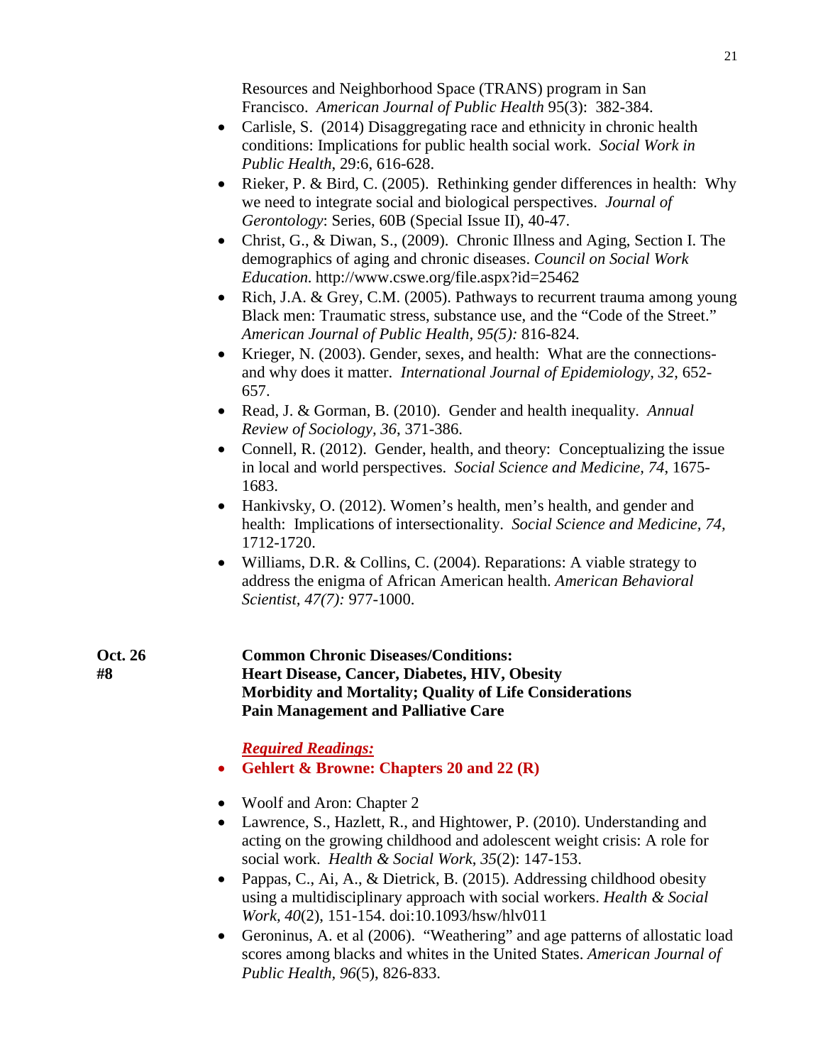Resources and Neighborhood Space (TRANS) program in San Francisco. *American Journal of Public Health* 95(3): 382-384.

- Carlisle, S. (2014) Disaggregating race and ethnicity in chronic health conditions: Implications for public health social work. *Social Work in Public Health*, 29:6, 616-628.
- Rieker, P. & Bird, C. (2005). Rethinking gender differences in health: Why we need to integrate social and biological perspectives. *Journal of Gerontology*: Series, 60B (Special Issue II), 40-47.
- Christ, G., & Diwan, S., (2009). Chronic Illness and Aging, Section I. The demographics of aging and chronic diseases. *Council on Social Work Education.* http://www.cswe.org/file.aspx?id=25462
- Rich, J.A. & Grey, C.M. (2005). Pathways to recurrent trauma among young Black men: Traumatic stress, substance use, and the "Code of the Street." *American Journal of Public Health, 95(5):* 816-824.
- Krieger, N. (2003). Gender, sexes, and health: What are the connections-and why does it matter. *International Journal of Epidemiology, 32*, 652-657.
- Read, J. & Gorman, B. (2010). Gender and health inequality. *Annual Review of Sociology, 36*, 371-386.
- Connell, R. (2012). Gender, health, and theory: Conceptualizing the issue in local and world perspectives. *Social Science and Medicine, 74*, 1675-1683.
- Hankivsky, O. (2012). Women's health, men's health, and gender and health: Implications of intersectionality. *Social Science and Medicine, 74*, 1712-1720.
- Williams, D.R. & Collins, C. (2004). Reparations: A viable strategy to address the enigma of African American health. *American Behavioral Scientist, 47(7):* 977-1000.

**Oct. 26**
**#8**

**Common Chronic Diseases/Conditions:**
**Heart Disease, Cancer, Diabetes, HIV, Obesity**
**Morbidity and Mortality; Quality of Life Considerations**
**Pain Management and Palliative Care**

***Required Readings:***

- **Gehlert & Browne: Chapters 20 and 22 (R)**

- Woolf and Aron: Chapter 2
- Lawrence, S., Hazlett, R., and Hightower, P. (2010). Understanding and acting on the growing childhood and adolescent weight crisis: A role for social work. *Health & Social Work*, *35*(2): 147-153.
- Pappas, C., Ai, A., & Dietrick, B. (2015). Addressing childhood obesity using a multidisciplinary approach with social workers. *Health & Social Work, 40*(2), 151-154. doi:10.1093/hsw/hlv011
- Geroninus, A. et al (2006). "Weathering" and age patterns of allostatic load scores among blacks and whites in the United States. *American Journal of Public Health, 96*(5), 826-833.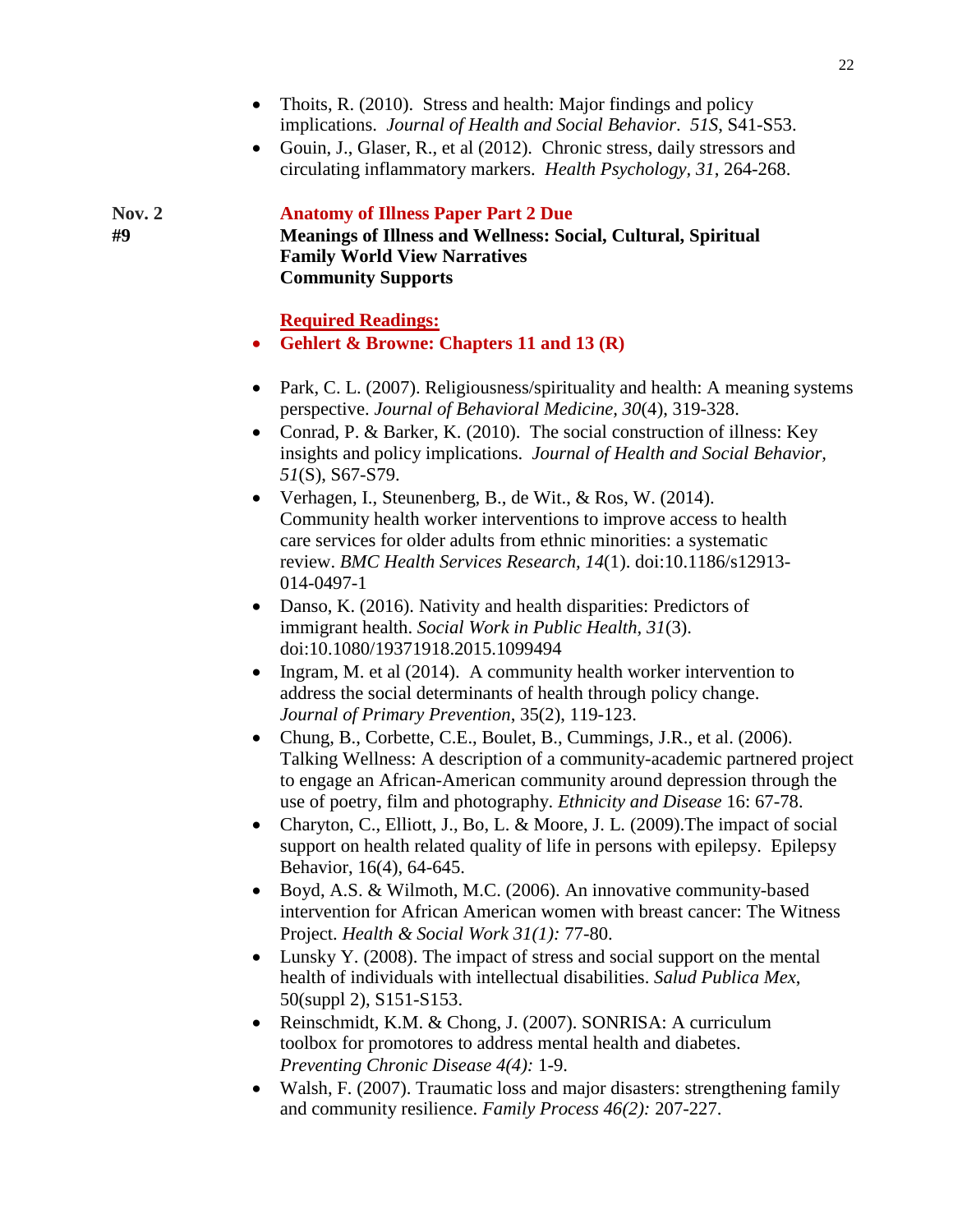- Thoits, R. (2010). Stress and health: Major findings and policy implications. *Journal of Health and Social Behavior*. *51S*, S41-S53.
- Gouin, J., Glaser, R., et al (2012). Chronic stress, daily stressors and circulating inflammatory markers. *Health Psychology, 31*, 264-268.

**Nov. 2**
**#9**

**Anatomy of Illness Paper Part 2 Due**

**Meanings of Illness and Wellness: Social, Cultural, Spiritual**
**Family World View Narratives**
**Community Supports**

**Required Readings:**

- **Gehlert & Browne: Chapters 11 and 13 (R)**

- Park, C. L. (2007). Religiousness/spirituality and health: A meaning systems perspective. *Journal of Behavioral Medicine, 30*(4), 319-328.
- Conrad, P. & Barker, K. (2010). The social construction of illness: Key insights and policy implications. *Journal of Health and Social Behavior, 51*(S), S67-S79.
- Verhagen, I., Steunenberg, B., de Wit., & Ros, W. (2014). Community health worker interventions to improve access to health care services for older adults from ethnic minorities: a systematic review. *BMC Health Services Research, 14*(1). doi:10.1186/s12913-014-0497-1
- Danso, K. (2016). Nativity and health disparities: Predictors of immigrant health. *Social Work in Public Health, 31*(3). doi:10.1080/19371918.2015.1099494
- Ingram, M. et al (2014). A community health worker intervention to address the social determinants of health through policy change. *Journal of Primary Prevention*, 35(2), 119-123.
- Chung, B., Corbette, C.E., Boulet, B., Cummings, J.R., et al. (2006). Talking Wellness: A description of a community-academic partnered project to engage an African-American community around depression through the use of poetry, film and photography. *Ethnicity and Disease* 16: 67-78.
- Charyton, C., Elliott, J., Bo, L. & Moore, J. L. (2009).The impact of social support on health related quality of life in persons with epilepsy. Epilepsy Behavior, 16(4), 64-645.
- Boyd, A.S. & Wilmoth, M.C. (2006). An innovative community-based intervention for African American women with breast cancer: The Witness Project. *Health & Social Work 31(1):* 77-80.
- Lunsky Y. (2008). The impact of stress and social support on the mental health of individuals with intellectual disabilities. *Salud Publica Mex*, 50(suppl 2), S151-S153.
- Reinschmidt, K.M. & Chong, J. (2007). SONRISA: A curriculum toolbox for promotores to address mental health and diabetes. *Preventing Chronic Disease 4(4):* 1-9.
- Walsh, F. (2007). Traumatic loss and major disasters: strengthening family and community resilience. *Family Process 46(2):* 207-227.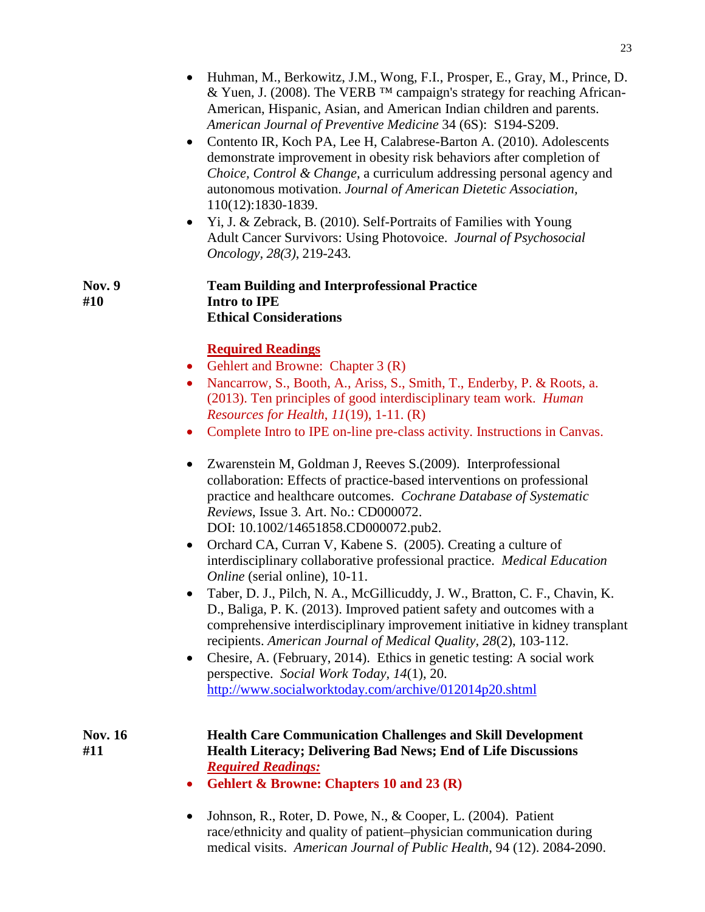- Huhman, M., Berkowitz, J.M., Wong, F.I., Prosper, E., Gray, M., Prince, D. & Yuen, J. (2008). The VERB ™ campaign's strategy for reaching African-American, Hispanic, Asian, and American Indian children and parents. *American Journal of Preventive Medicine* 34 (6S): S194-S209.
- Contento IR, Koch PA, Lee H, Calabrese-Barton A. (2010). Adolescents demonstrate improvement in obesity risk behaviors after completion of *Choice, Control & Change*, a curriculum addressing personal agency and autonomous motivation. *Journal of American Dietetic Association,* 110(12):1830-1839.
- Yi, J. & Zebrack, B. (2010). Self-Portraits of Families with Young Adult Cancer Survivors: Using Photovoice. *Journal of Psychosocial Oncology, 28(3)*, 219-243.

**Nov. 9**
**#10**

**Team Building and Interprofessional Practice**
**Intro to IPE**
**Ethical Considerations**

**Required Readings**

- Gehlert and Browne: Chapter 3 (R)
- Nancarrow, S., Booth, A., Ariss, S., Smith, T., Enderby, P. & Roots, a. (2013). Ten principles of good interdisciplinary team work. *Human Resources for Health*, *11*(19), 1-11. (R)
- Complete Intro to IPE on-line pre-class activity. Instructions in Canvas.

- Zwarenstein M, Goldman J, Reeves S.(2009). Interprofessional collaboration: Effects of practice-based interventions on professional practice and healthcare outcomes. *Cochrane Database of Systematic Reviews*, Issue 3. Art. No.: CD000072. DOI: 10.1002/14651858.CD000072.pub2.
- Orchard CA, Curran V, Kabene S. (2005). Creating a culture of interdisciplinary collaborative professional practice. *Medical Education Online* (serial online), 10-11.
- Taber, D. J., Pilch, N. A., McGillicuddy, J. W., Bratton, C. F., Chavin, K. D., Baliga, P. K. (2013). Improved patient safety and outcomes with a comprehensive interdisciplinary improvement initiative in kidney transplant recipients. *American Journal of Medical Quality, 28*(2), 103-112.
- Chesire, A. (February, 2014). Ethics in genetic testing: A social work perspective. *Social Work Today, 14*(1), 20. http://www.socialworktoday.com/archive/012014p20.shtml

**Nov. 16**
**#11**

**Health Care Communication Challenges and Skill Development**
**Health Literacy; Delivering Bad News; End of Life Discussions**

***Required Readings:***

- **Gehlert & Browne: Chapters 10 and 23 (R)**

- Johnson, R., Roter, D. Powe, N., & Cooper, L. (2004). Patient race/ethnicity and quality of patient–physician communication during medical visits. *American Journal of Public Health*, 94 (12). 2084-2090.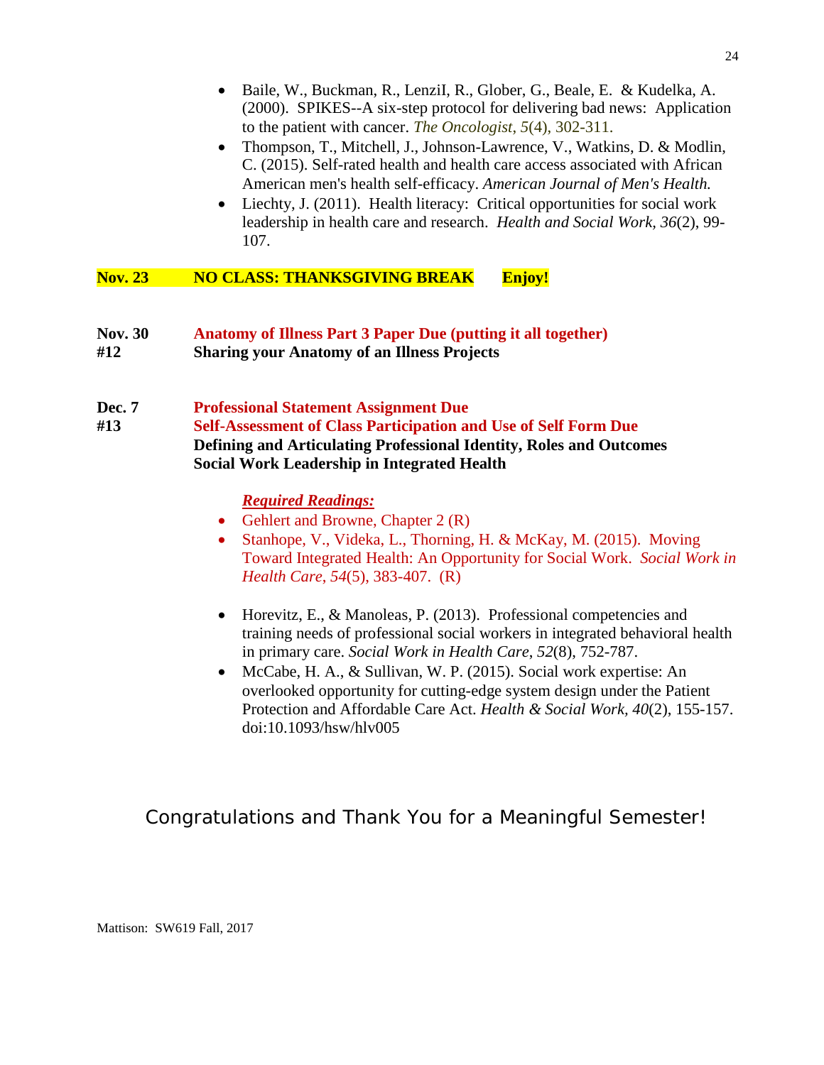- Baile, W., Buckman, R., LenziI, R., Glober, G., Beale, E. & Kudelka, A. (2000). SPIKES--A six-step protocol for delivering bad news: Application to the patient with cancer. *The Oncologist*, *5*(4), 302-311.
- Thompson, T., Mitchell, J., Johnson-Lawrence, V., Watkins, D. & Modlin, C. (2015). Self-rated health and health care access associated with African American men's health self-efficacy. *American Journal of Men's Health.*
- Liechty, J. (2011). Health literacy: Critical opportunities for social work leadership in health care and research. *Health and Social Work*, *36*(2), 99-107.

**Nov. 23 NO CLASS: THANKSGIVING BREAK Enjoy!**

**Nov. 30 Anatomy of Illness Part 3 Paper Due (putting it all together)**
**#12 Sharing your Anatomy of an Illness Projects**

**Dec. 7 Professional Statement Assignment Due**
**#13 Self-Assessment of Class Participation and Use of Self Form Due**
**Defining and Articulating Professional Identity, Roles and Outcomes**
**Social Work Leadership in Integrated Health**

***Required Readings:***

- Gehlert and Browne, Chapter 2 (R)
- Stanhope, V., Videka, L., Thorning, H. & McKay, M. (2015). Moving Toward Integrated Health: An Opportunity for Social Work. *Social Work in Health Care*, *54*(5), 383-407. (R)

- Horevitz, E., & Manoleas, P. (2013). Professional competencies and training needs of professional social workers in integrated behavioral health in primary care. *Social Work in Health Care*, *52*(8), 752-787.
- McCabe, H. A., & Sullivan, W. P. (2015). Social work expertise: An overlooked opportunity for cutting-edge system design under the Patient Protection and Affordable Care Act. *Health & Social Work*, *40*(2), 155-157. doi:10.1093/hsw/hlv005

Congratulations and Thank You for a Meaningful Semester!

Mattison: SW619 Fall, 2017